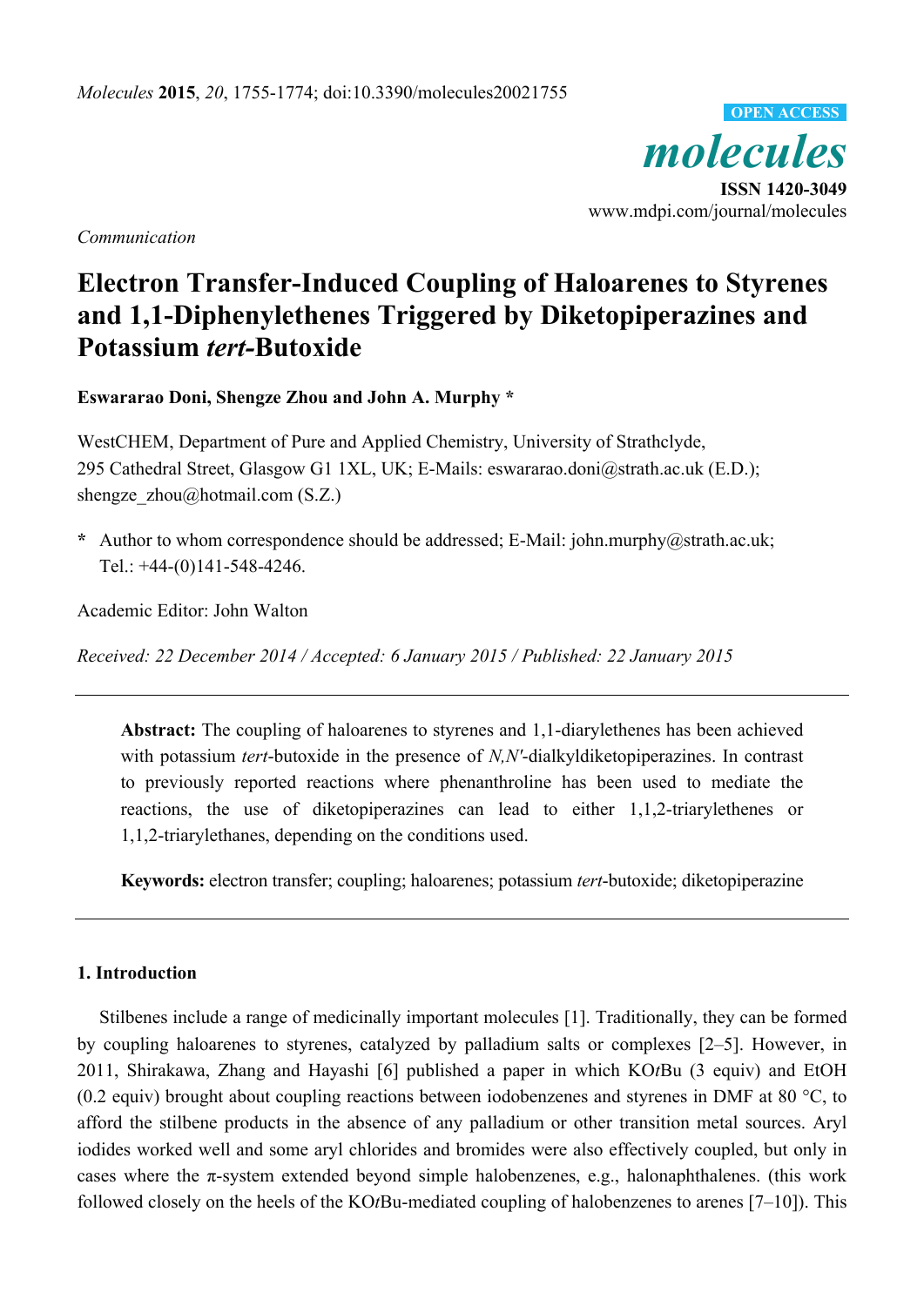*Communication*

# Electron Transfer-Induced Coupling of Haloarenes to Styrenes and 1,1-Diphenylethenes Triggered by Diketopiperazines and Potassium *tert*-Butoxide

**Eswararao Doni, Shengze Zhou and John A. Murphy ***

WestCHEM, Department of Pure and Applied Chemistry, University of Strathclyde, 295 Cathedral Street, Glasgow G1 1XL, UK; E-Mails: eswararao.doni@strath.ac.uk (E.D.); shengze_zhou@hotmail.com (S.Z.)

**\*** Author to whom correspondence should be addressed; E-Mail: john.murphy@strath.ac.uk; Tel.: +44-(0)141-548-4246.

Academic Editor: John Walton

*Received: 22 December 2014 / Accepted: 6 January 2015 / Published: 22 January 2015*

---

**Abstract:** The coupling of haloarenes to styrenes and 1,1-diarylethenes has been achieved with potassium *tert*-butoxide in the presence of *N,N′*-dialkyldiketopiperazines. In contrast to previously reported reactions where phenanthroline has been used to mediate the reactions, the use of diketopiperazines can lead to either 1,1,2-triarylethenes or 1,1,2-triarylethanes, depending on the conditions used.

**Keywords:** electron transfer; coupling; haloarenes; potassium *tert*-butoxide; diketopiperazine

---

## 1. Introduction

Stilbenes include a range of medicinally important molecules [1]. Traditionally, they can be formed by coupling haloarenes to styrenes, catalyzed by palladium salts or complexes [2–5]. However, in 2011, Shirakawa, Zhang and Hayashi [6] published a paper in which KO*t*Bu (3 equiv) and EtOH (0.2 equiv) brought about coupling reactions between iodobenzenes and styrenes in DMF at 80 °C, to afford the stilbene products in the absence of any palladium or other transition metal sources. Aryl iodides worked well and some aryl chlorides and bromides were also effectively coupled, but only in cases where the π-system extended beyond simple halobenzenes, e.g., halonaphthalenes. (this work followed closely on the heels of the KO*t*Bu-mediated coupling of halobenzenes to arenes [7–10]). This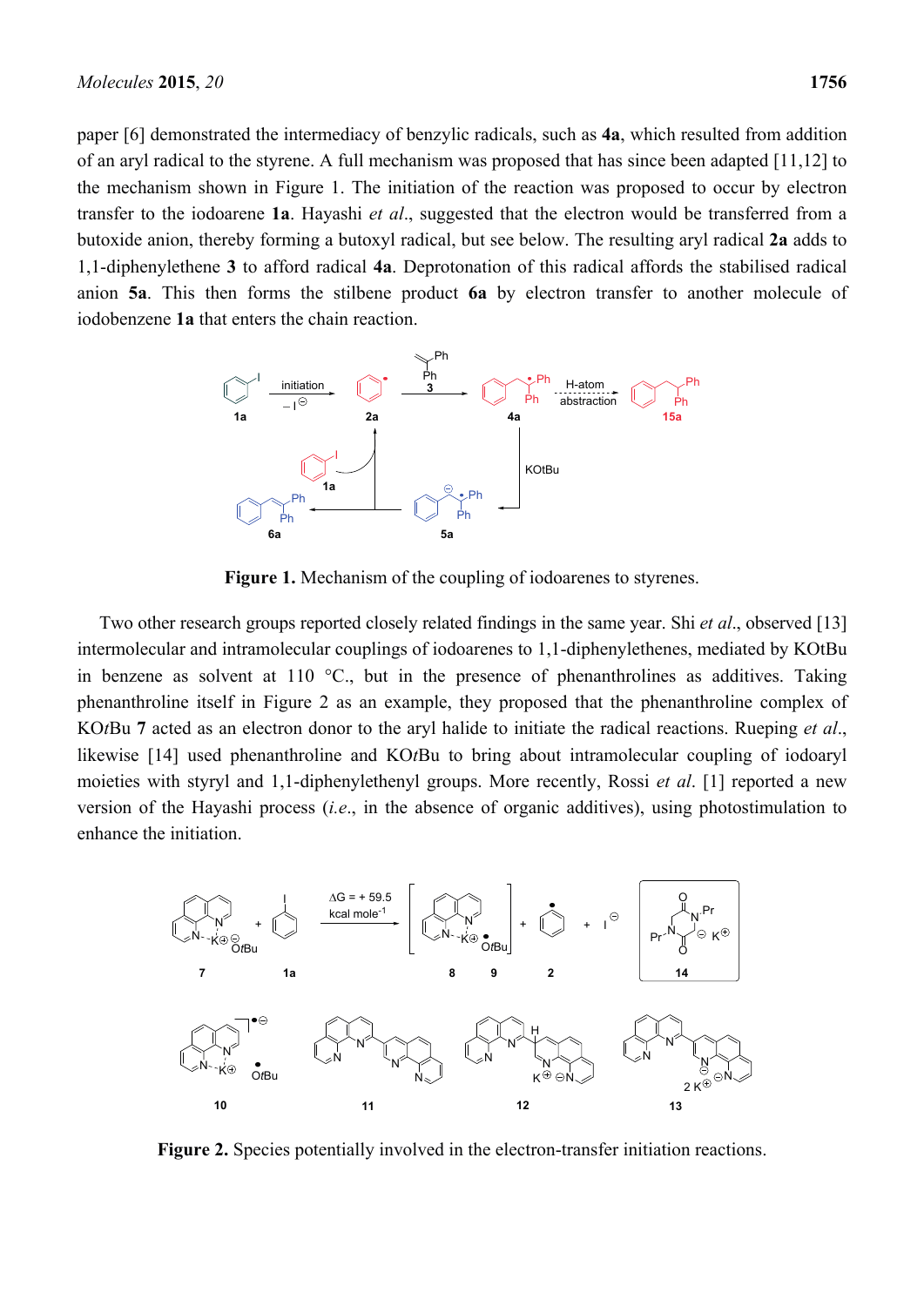paper [6] demonstrated the intermediacy of benzylic radicals, such as **4a**, which resulted from addition of an aryl radical to the styrene. A full mechanism was proposed that has since been adapted [11,12] to the mechanism shown in Figure 1. The initiation of the reaction was proposed to occur by electron transfer to the iodoarene **1a**. Hayashi *et al*., suggested that the electron would be transferred from a butoxide anion, thereby forming a butoxyl radical, but see below. The resulting aryl radical **2a** adds to 1,1-diphenylethene **3** to afford radical **4a**. Deprotonation of this radical affords the stabilised radical anion **5a**. This then forms the stilbene product **6a** by electron transfer to another molecule of iodobenzene **1a** that enters the chain reaction.

**Figure 1.** Mechanism of the coupling of iodoarenes to styrenes.

Two other research groups reported closely related findings in the same year. Shi *et al*., observed [13] intermolecular and intramolecular couplings of iodoarenes to 1,1-diphenylethenes, mediated by KOtBu in benzene as solvent at 110 °C., but in the presence of phenanthrolines as additives. Taking phenanthroline itself in Figure 2 as an example, they proposed that the phenanthroline complex of KO*t*Bu **7** acted as an electron donor to the aryl halide to initiate the radical reactions. Rueping *et al*., likewise [14] used phenanthroline and KO*t*Bu to bring about intramolecular coupling of iodoaryl moieties with styryl and 1,1-diphenylethenyl groups. More recently, Rossi *et al*. [1] reported a new version of the Hayashi process (*i.e*., in the absence of organic additives), using photostimulation to enhance the initiation.

**Figure 2.** Species potentially involved in the electron-transfer initiation reactions.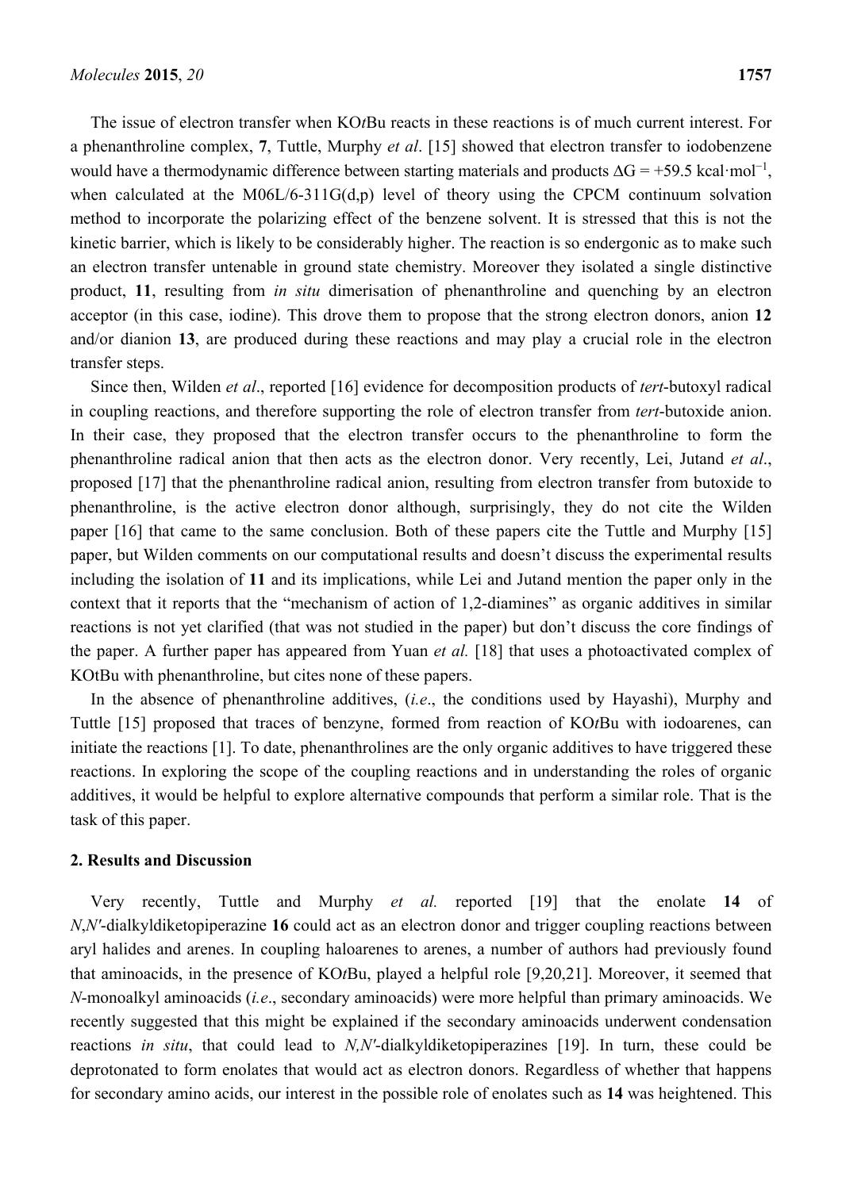The issue of electron transfer when KO*t*Bu reacts in these reactions is of much current interest. For a phenanthroline complex, **7**, Tuttle, Murphy *et al*. [15] showed that electron transfer to iodobenzene would have a thermodynamic difference between starting materials and products $\Delta G = +59.5\ \text{kcal·mol}^{-1}$, when calculated at the M06L/6-311G(d,p) level of theory using the CPCM continuum solvation method to incorporate the polarizing effect of the benzene solvent. It is stressed that this is not the kinetic barrier, which is likely to be considerably higher. The reaction is so endergonic as to make such an electron transfer untenable in ground state chemistry. Moreover they isolated a single distinctive product, **11**, resulting from *in situ* dimerisation of phenanthroline and quenching by an electron acceptor (in this case, iodine). This drove them to propose that the strong electron donors, anion **12** and/or dianion **13**, are produced during these reactions and may play a crucial role in the electron transfer steps.

Since then, Wilden *et al*., reported [16] evidence for decomposition products of *tert*-butoxyl radical in coupling reactions, and therefore supporting the role of electron transfer from *tert*-butoxide anion. In their case, they proposed that the electron transfer occurs to the phenanthroline to form the phenanthroline radical anion that then acts as the electron donor. Very recently, Lei, Jutand *et al*., proposed [17] that the phenanthroline radical anion, resulting from electron transfer from butoxide to phenanthroline, is the active electron donor although, surprisingly, they do not cite the Wilden paper [16] that came to the same conclusion. Both of these papers cite the Tuttle and Murphy [15] paper, but Wilden comments on our computational results and doesn't discuss the experimental results including the isolation of **11** and its implications, while Lei and Jutand mention the paper only in the context that it reports that the "mechanism of action of 1,2-diamines" as organic additives in similar reactions is not yet clarified (that was not studied in the paper) but don't discuss the core findings of the paper. A further paper has appeared from Yuan *et al.* [18] that uses a photoactivated complex of KOtBu with phenanthroline, but cites none of these papers.

In the absence of phenanthroline additives, (*i.e*., the conditions used by Hayashi), Murphy and Tuttle [15] proposed that traces of benzyne, formed from reaction of KO*t*Bu with iodoarenes, can initiate the reactions [1]. To date, phenanthrolines are the only organic additives to have triggered these reactions. In exploring the scope of the coupling reactions and in understanding the roles of organic additives, it would be helpful to explore alternative compounds that perform a similar role. That is the task of this paper.

## 2. Results and Discussion

Very recently, Tuttle and Murphy *et al.* reported [19] that the enolate **14** of *N*,*N′*-dialkyldiketopiperazine **16** could act as an electron donor and trigger coupling reactions between aryl halides and arenes. In coupling haloarenes to arenes, a number of authors had previously found that aminoacids, in the presence of KO*t*Bu, played a helpful role [9,20,21]. Moreover, it seemed that *N*-monoalkyl aminoacids (*i.e*., secondary aminoacids) were more helpful than primary aminoacids. We recently suggested that this might be explained if the secondary aminoacids underwent condensation reactions *in situ*, that could lead to *N,N′*-dialkyldiketopiperazines [19]. In turn, these could be deprotonated to form enolates that would act as electron donors. Regardless of whether that happens for secondary amino acids, our interest in the possible role of enolates such as **14** was heightened. This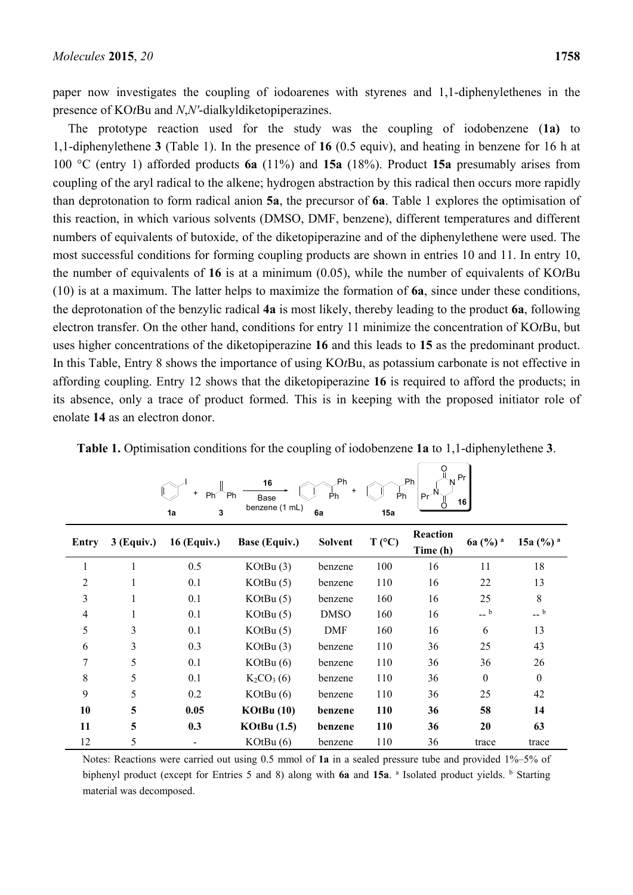paper now investigates the coupling of iodoarenes with styrenes and 1,1-diphenylethenes in the presence of KO*t*Bu and *N*,*N′*-dialkyldiketopiperazines.

The prototype reaction used for the study was the coupling of iodobenzene (**1a)** to 1,1-diphenylethene **3** (Table 1). In the presence of **16** (0.5 equiv), and heating in benzene for 16 h at 100 °C (entry 1) afforded products **6a** (11%) and **15a** (18%). Product **15a** presumably arises from coupling of the aryl radical to the alkene; hydrogen abstraction by this radical then occurs more rapidly than deprotonation to form radical anion **5a**, the precursor of **6a**. Table 1 explores the optimisation of this reaction, in which various solvents (DMSO, DMF, benzene), different temperatures and different numbers of equivalents of butoxide, of the diketopiperazine and of the diphenylethene were used. The most successful conditions for forming coupling products are shown in entries 10 and 11. In entry 10, the number of equivalents of **16** is at a minimum (0.05), while the number of equivalents of KO*t*Bu (10) is at a maximum. The latter helps to maximize the formation of **6a**, since under these conditions, the deprotonation of the benzylic radical **4a** is most likely, thereby leading to the product **6a**, following electron transfer. On the other hand, conditions for entry 11 minimize the concentration of KO*t*Bu, but uses higher concentrations of the diketopiperazine **16** and this leads to **15** as the predominant product. In this Table, Entry 8 shows the importance of using KO*t*Bu, as potassium carbonate is not effective in affording coupling. Entry 12 shows that the diketopiperazine **16** is required to afford the products; in its absence, only a trace of product formed. This is in keeping with the proposed initiator role of enolate **14** as an electron donor.

**Table 1.** Optimisation conditions for the coupling of iodobenzene **1a** to 1,1-diphenylethene **3**.

| Entry | 3 (Equiv.) | 16 (Equiv.) | Base (Equiv.) | Solvent | T (°C) | Reaction Time (h) | 6a (%) [a] | 15a (%) [a] |
|---|---|---|---|---|---|---|---|---|
| 1 | 1 | 0.5 | KOtBu (3) | benzene | 100 | 16 | 11 | 18 |
| 2 | 1 | 0.1 | KOtBu (5) | benzene | 110 | 16 | 22 | 13 |
| 3 | 1 | 0.1 | KOtBu (5) | benzene | 160 | 16 | 25 | 8 |
| 4 | 1 | 0.1 | KOtBu (5) | DMSO | 160 | 16 | -- [b] | -- [b] |
| 5 | 3 | 0.1 | KOtBu (5) | DMF | 160 | 16 | 6 | 13 |
| 6 | 3 | 0.3 | KOtBu (3) | benzene | 110 | 36 | 25 | 43 |
| 7 | 5 | 0.1 | KOtBu (6) | benzene | 110 | 36 | 36 | 26 |
| 8 | 5 | 0.1 | $K_2CO_3$ (6) | benzene | 110 | 36 | 0 | 0 |
| 9 | 5 | 0.2 | KOtBu (6) | benzene | 110 | 36 | 25 | 42 |
| **10** | **5** | **0.05** | **KOtBu (10)** | **benzene** | **110** | **36** | **58** | **14** |
| **11** | **5** | **0.3** | **KOtBu (1.5)** | **benzene** | **110** | **36** | **20** | **63** |
| 12 | 5 | - | KOtBu (6) | benzene | 110 | 36 | trace | trace |

Notes: Reactions were carried out using 0.5 mmol of **1a** in a sealed pressure tube and provided 1%–5% of biphenyl product (except for Entries 5 and 8) along with **6a** and **15a**. [a] Isolated product yields. [b] Starting material was decomposed.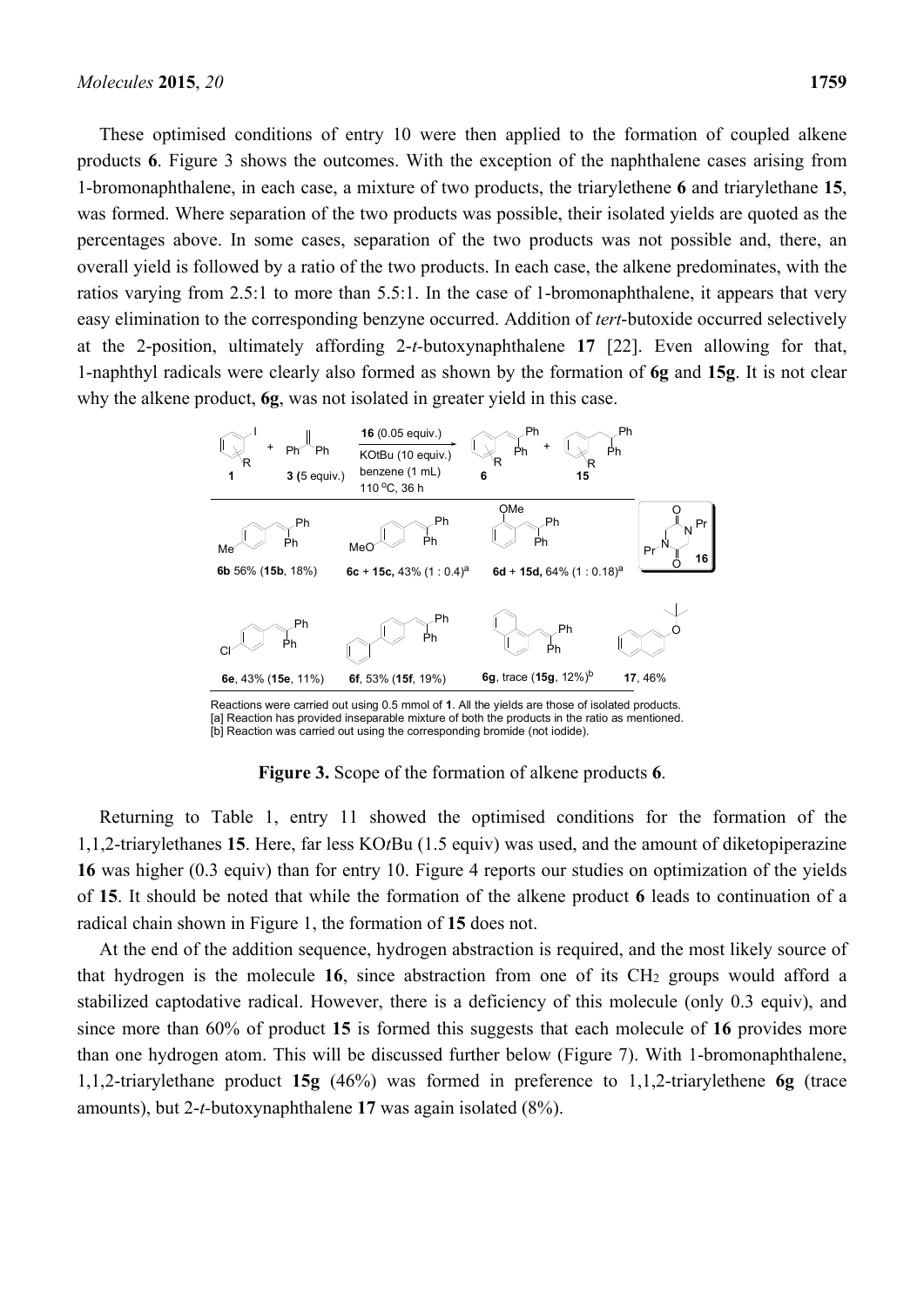These optimised conditions of entry 10 were then applied to the formation of coupled alkene products **6**. Figure 3 shows the outcomes. With the exception of the naphthalene cases arising from 1-bromonaphthalene, in each case, a mixture of two products, the triarylethene **6** and triarylethane **15**, was formed. Where separation of the two products was possible, their isolated yields are quoted as the percentages above. In some cases, separation of the two products was not possible and, there, an overall yield is followed by a ratio of the two products. In each case, the alkene predominates, with the ratios varying from 2.5:1 to more than 5.5:1. In the case of 1-bromonaphthalene, it appears that very easy elimination to the corresponding benzyne occurred. Addition of *tert*-butoxide occurred selectively at the 2-position, ultimately affording 2-*t*-butoxynaphthalene **17** [22]. Even allowing for that, 1-naphthyl radicals were clearly also formed as shown by the formation of **6g** and **15g**. It is not clear why the alkene product, **6g**, was not isolated in greater yield in this case.

**1** + **3** (5 equiv.) → **16** (0.05 equiv.), KOtBu (10 equiv.), benzene (1 mL), 110 °C, 36 h → **6** + **15**

**6b** 56% (**15b**, 18%)

**6c** + **15c**, 43% (1 : 0.4)[a]

**6d** + **15d**, 64% (1 : 0.18)[a]

**6e**, 43% (**15e**, 11%)

**6f**, 53% (**15f**, 19%)

**6g**, trace (**15g**, 12%)[b]

**17**, 46%

Reactions were carried out using 0.5 mmol of **1**. All the yields are those of isolated products.
[a] Reaction has provided inseparable mixture of both the products in the ratio as mentioned.
[b] Reaction was carried out using the corresponding bromide (not iodide).

**Figure 3.** Scope of the formation of alkene products **6**.

Returning to Table 1, entry 11 showed the optimised conditions for the formation of the 1,1,2-triarylethanes **15**. Here, far less KO*t*Bu (1.5 equiv) was used, and the amount of diketopiperazine **16** was higher (0.3 equiv) than for entry 10. Figure 4 reports our studies on optimization of the yields of **15**. It should be noted that while the formation of the alkene product **6** leads to continuation of a radical chain shown in Figure 1, the formation of **15** does not.

At the end of the addition sequence, hydrogen abstraction is required, and the most likely source of that hydrogen is the molecule **16**, since abstraction from one of its $CH_2$ groups would afford a stabilized captodative radical. However, there is a deficiency of this molecule (only 0.3 equiv), and since more than 60% of product **15** is formed this suggests that each molecule of **16** provides more than one hydrogen atom. This will be discussed further below (Figure 7). With 1-bromonaphthalene, 1,1,2-triarylethane product **15g** (46%) was formed in preference to 1,1,2-triarylethene **6g** (trace amounts), but 2-*t*-butoxynaphthalene **17** was again isolated (8%).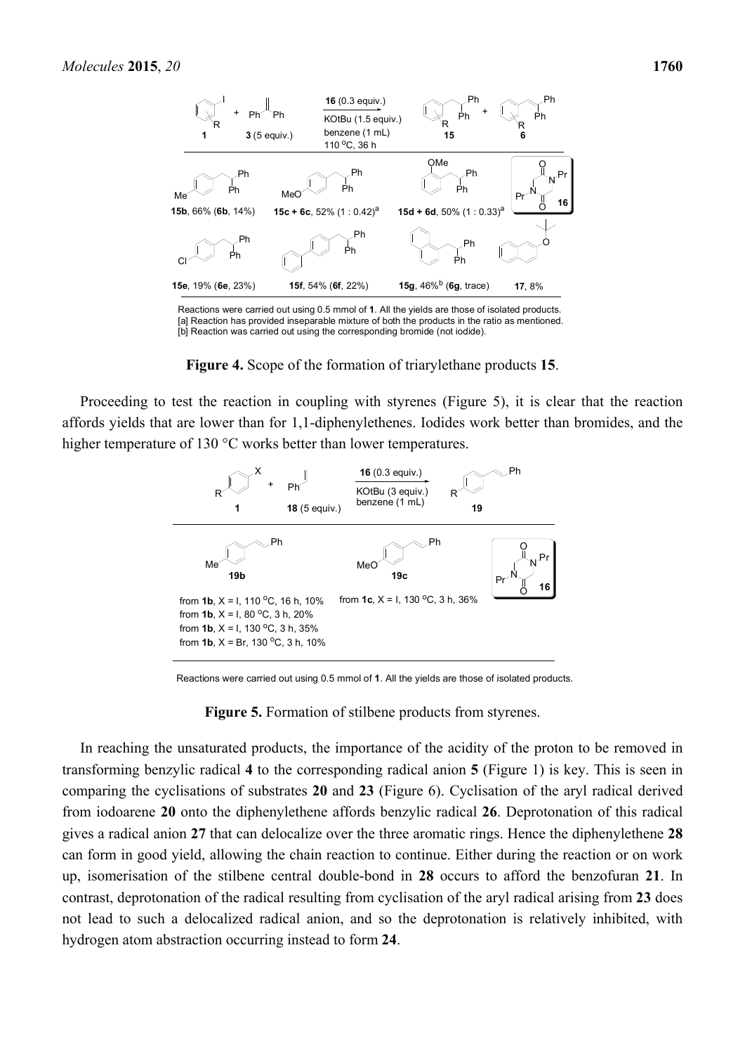Reactions were carried out using 0.5 mmol of **1**. All the yields are those of isolated products.
[a] Reaction has provided inseparable mixture of both the products in the ratio as mentioned.
[b] Reaction was carried out using the corresponding bromide (not iodide).

**Figure 4.** Scope of the formation of triarylethane products **15**.

Proceeding to test the reaction in coupling with styrenes (Figure 5), it is clear that the reaction affords yields that are lower than for 1,1-diphenylethenes. Iodides work better than bromides, and the higher temperature of 130 °C works better than lower temperatures.

Reactions were carried out using 0.5 mmol of **1**. All the yields are those of isolated products.

**Figure 5.** Formation of stilbene products from styrenes.

In reaching the unsaturated products, the importance of the acidity of the proton to be removed in transforming benzylic radical **4** to the corresponding radical anion **5** (Figure 1) is key. This is seen in comparing the cyclisations of substrates **20** and **23** (Figure 6). Cyclisation of the aryl radical derived from iodoarene **20** onto the diphenylethene affords benzylic radical **26**. Deprotonation of this radical gives a radical anion **27** that can delocalize over the three aromatic rings. Hence the diphenylethene **28** can form in good yield, allowing the chain reaction to continue. Either during the reaction or on work up, isomerisation of the stilbene central double-bond in **28** occurs to afford the benzofuran **21**. In contrast, deprotonation of the radical resulting from cyclisation of the aryl radical arising from **23** does not lead to such a delocalized radical anion, and so the deprotonation is relatively inhibited, with hydrogen atom abstraction occurring instead to form **24**.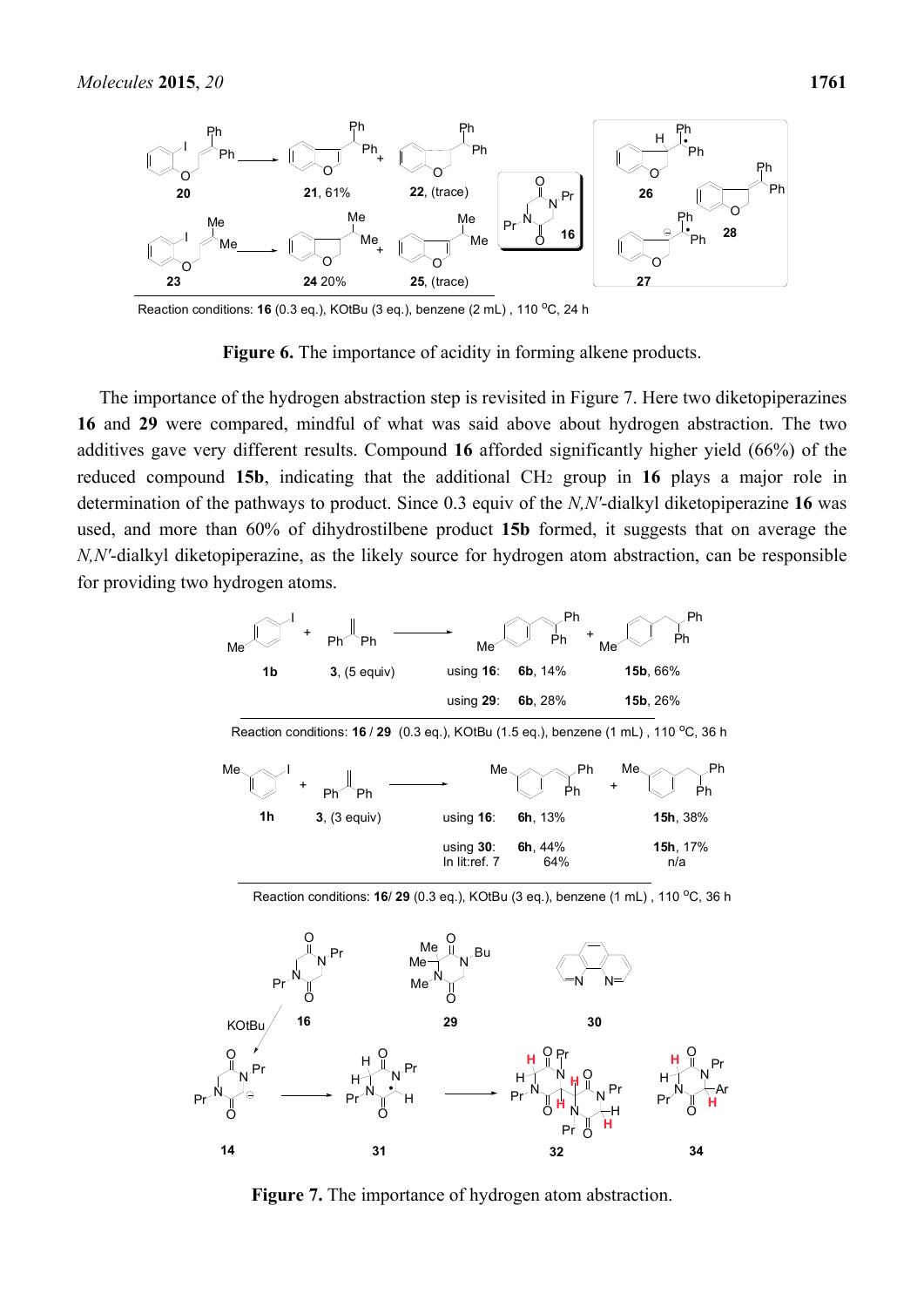Reaction conditions: **16** (0.3 eq.), KOtBu (3 eq.), benzene (2 mL), 110 °C, 24 h

**Figure 6.** The importance of acidity in forming alkene products.

The importance of the hydrogen abstraction step is revisited in Figure 7. Here two diketopiperazines **16** and **29** were compared, mindful of what was said above about hydrogen abstraction. The two additives gave very different results. Compound **16** afforded significantly higher yield (66%) of the reduced compound **15b**, indicating that the additional $CH_2$ group in **16** plays a major role in determination of the pathways to product. Since 0.3 equiv of the *N,N′*-dialkyl diketopiperazine **16** was used, and more than 60% of dihydrostilbene product **15b** formed, it suggests that on average the *N,N′*-dialkyl diketopiperazine, as the likely source for hydrogen atom abstraction, can be responsible for providing two hydrogen atoms.

Reaction conditions: **16** / **29** (0.3 eq.), KOtBu (1.5 eq.), benzene (1 mL), 110 °C, 36 h

Reaction conditions: **16**/ **29** (0.3 eq.), KOtBu (3 eq.), benzene (1 mL), 110 °C, 36 h

**Figure 7.** The importance of hydrogen atom abstraction.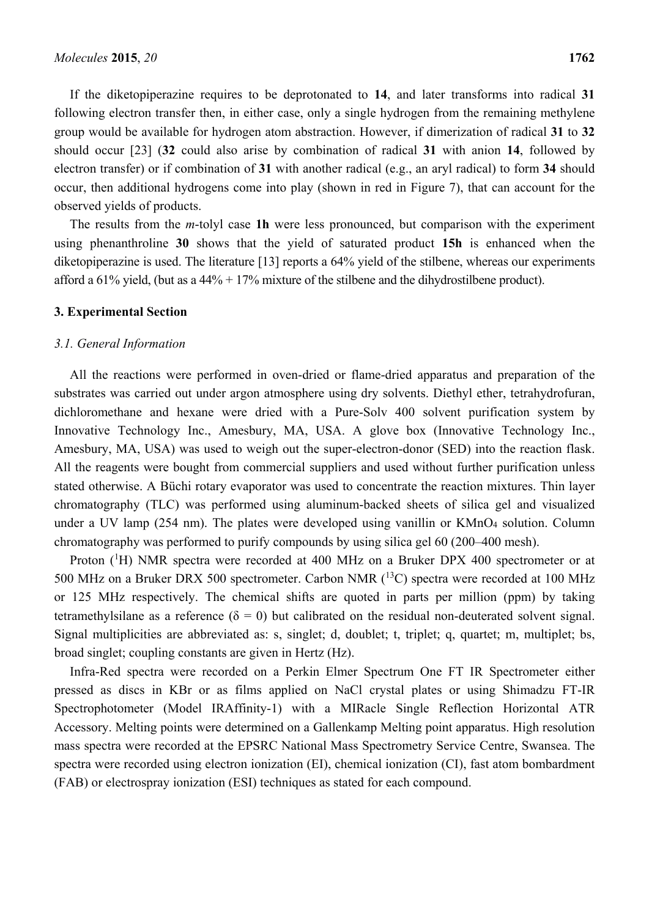If the diketopiperazine requires to be deprotonated to **14**, and later transforms into radical **31** following electron transfer then, in either case, only a single hydrogen from the remaining methylene group would be available for hydrogen atom abstraction. However, if dimerization of radical **31** to **32** should occur [23] (**32** could also arise by combination of radical **31** with anion **14**, followed by electron transfer) or if combination of **31** with another radical (e.g., an aryl radical) to form **34** should occur, then additional hydrogens come into play (shown in red in Figure 7), that can account for the observed yields of products.

The results from the *m*-tolyl case **1h** were less pronounced, but comparison with the experiment using phenanthroline **30** shows that the yield of saturated product **15h** is enhanced when the diketopiperazine is used. The literature [13] reports a 64% yield of the stilbene, whereas our experiments afford a 61% yield, (but as a 44% + 17% mixture of the stilbene and the dihydrostilbene product).

## 3. Experimental Section

### 3.1. General Information

All the reactions were performed in oven-dried or flame-dried apparatus and preparation of the substrates was carried out under argon atmosphere using dry solvents. Diethyl ether, tetrahydrofuran, dichloromethane and hexane were dried with a Pure-Solv 400 solvent purification system by Innovative Technology Inc., Amesbury, MA, USA. A glove box (Innovative Technology Inc., Amesbury, MA, USA) was used to weigh out the super-electron-donor (SED) into the reaction flask. All the reagents were bought from commercial suppliers and used without further purification unless stated otherwise. A Büchi rotary evaporator was used to concentrate the reaction mixtures. Thin layer chromatography (TLC) was performed using aluminum-backed sheets of silica gel and visualized under a UV lamp (254 nm). The plates were developed using vanillin or $KMnO_4$ solution. Column chromatography was performed to purify compounds by using silica gel 60 (200–400 mesh).

Proton ($^1H$) NMR spectra were recorded at 400 MHz on a Bruker DPX 400 spectrometer or at 500 MHz on a Bruker DRX 500 spectrometer. Carbon NMR ($^{13}C$) spectra were recorded at 100 MHz or 125 MHz respectively. The chemical shifts are quoted in parts per million (ppm) by taking tetramethylsilane as a reference ($\delta = 0$) but calibrated on the residual non-deuterated solvent signal. Signal multiplicities are abbreviated as: s, singlet; d, doublet; t, triplet; q, quartet; m, multiplet; bs, broad singlet; coupling constants are given in Hertz (Hz).

Infra-Red spectra were recorded on a Perkin Elmer Spectrum One FT IR Spectrometer either pressed as discs in KBr or as films applied on NaCl crystal plates or using Shimadzu FT-IR Spectrophotometer (Model IRAffinity-1) with a MIRacle Single Reflection Horizontal ATR Accessory. Melting points were determined on a Gallenkamp Melting point apparatus. High resolution mass spectra were recorded at the EPSRC National Mass Spectrometry Service Centre, Swansea. The spectra were recorded using electron ionization (EI), chemical ionization (CI), fast atom bombardment (FAB) or electrospray ionization (ESI) techniques as stated for each compound.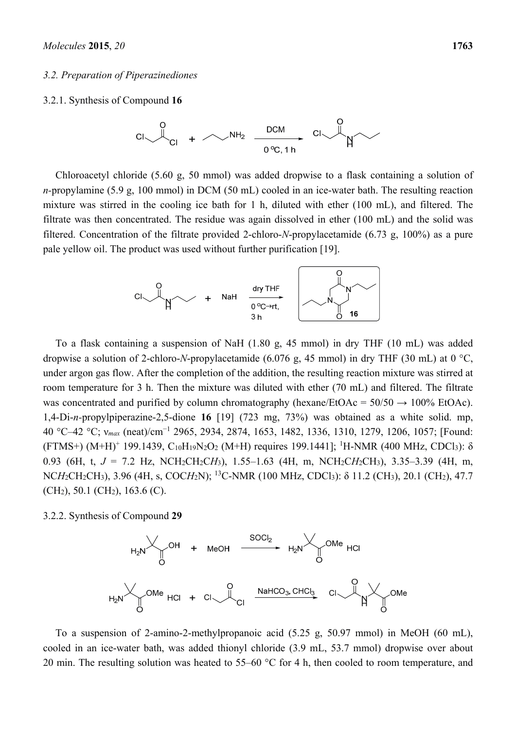### 3.2. Preparation of Piperazinediones

#### 3.2.1. Synthesis of Compound **16**

Chloroacetyl chloride (5.60 g, 50 mmol) was added dropwise to a flask containing a solution of *n*-propylamine (5.9 g, 100 mmol) in DCM (50 mL) cooled in an ice-water bath. The resulting reaction mixture was stirred in the cooling ice bath for 1 h, diluted with ether (100 mL), and filtered. The filtrate was then concentrated. The residue was again dissolved in ether (100 mL) and the solid was filtered. Concentration of the filtrate provided 2-chloro-*N*-propylacetamide (6.73 g, 100%) as a pure pale yellow oil. The product was used without further purification [19].

To a flask containing a suspension of NaH (1.80 g, 45 mmol) in dry THF (10 mL) was added dropwise a solution of 2-chloro-*N*-propylacetamide (6.076 g, 45 mmol) in dry THF (30 mL) at 0 °C, under argon gas flow. After the completion of the addition, the resulting reaction mixture was stirred at room temperature for 3 h. Then the mixture was diluted with ether (70 mL) and filtered. The filtrate was concentrated and purified by column chromatography (hexane/EtOAc = 50/50 → 100% EtOAc). 1,4-Di-*n*-propylpiperazine-2,5-dione **16** [19] (723 mg, 73%) was obtained as a white solid. mp, 40 °C–42 °C; $\nu_{max}$ (neat)/cm$^{-1}$ 2965, 2934, 2874, 1653, 1482, 1336, 1310, 1279, 1206, 1057; [Found: (FTMS+) $(M+H)^+$ 199.1439, $C_{10}H_{19}N_2O_2$ (M+H) requires 199.1441]; $^1$H-NMR (400 MHz, $CDCl_3$): δ 0.93 (6H, t, $J$ = 7.2 Hz, $NCH_2CH_2CH_3$), 1.55–1.63 (4H, m, $NCH_2CH_2CH_3$), 3.35–3.39 (4H, m, $NCH_2CH_2CH_3$), 3.96 (4H, s, $COCH_2N$); $^{13}$C-NMR (100 MHz, $CDCl_3$): δ 11.2 ($CH_3$), 20.1 ($CH_2$), 47.7 ($CH_2$), 50.1 ($CH_2$), 163.6 (C).

#### 3.2.2. Synthesis of Compound **29**

To a suspension of 2-amino-2-methylpropanoic acid (5.25 g, 50.97 mmol) in MeOH (60 mL), cooled in an ice-water bath, was added thionyl chloride (3.9 mL, 53.7 mmol) dropwise over about 20 min. The resulting solution was heated to 55–60 °C for 4 h, then cooled to room temperature, and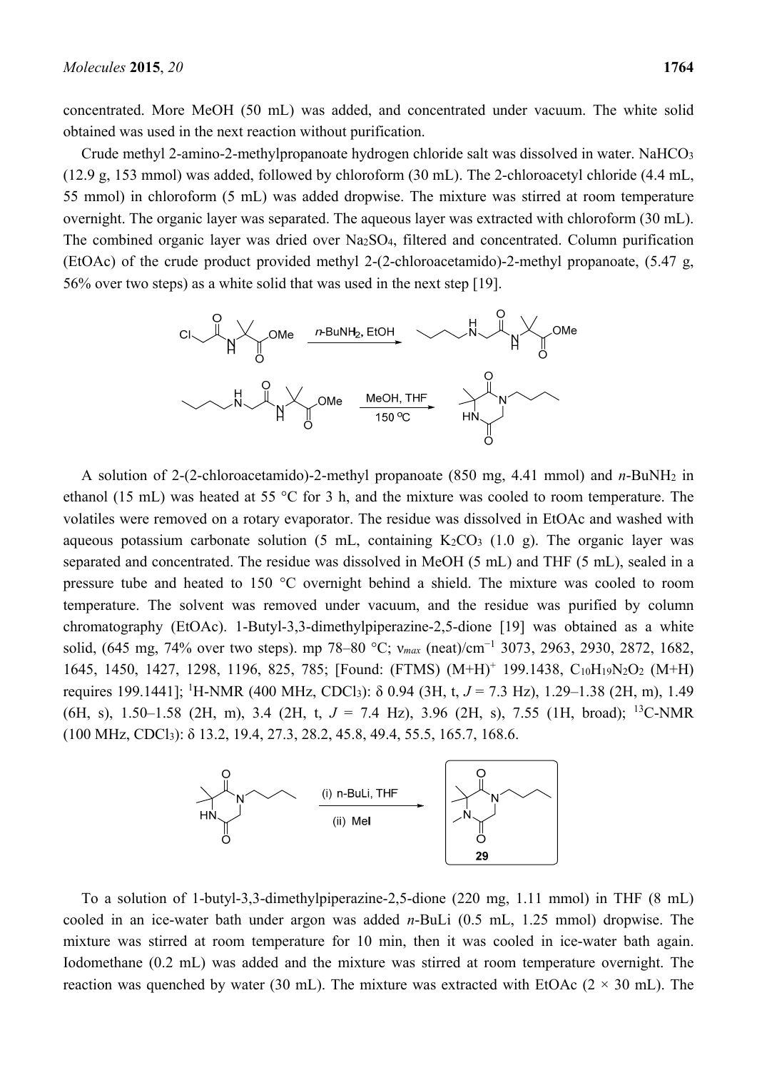concentrated. More MeOH (50 mL) was added, and concentrated under vacuum. The white solid obtained was used in the next reaction without purification.

Crude methyl 2-amino-2-methylpropanoate hydrogen chloride salt was dissolved in water. $NaHCO_3$ (12.9 g, 153 mmol) was added, followed by chloroform (30 mL). The 2-chloroacetyl chloride (4.4 mL, 55 mmol) in chloroform (5 mL) was added dropwise. The mixture was stirred at room temperature overnight. The organic layer was separated. The aqueous layer was extracted with chloroform (30 mL). The combined organic layer was dried over $Na_2SO_4$, filtered and concentrated. Column purification (EtOAc) of the crude product provided methyl 2-(2-chloroacetamido)-2-methyl propanoate, (5.47 g, 56% over two steps) as a white solid that was used in the next step [19].

A solution of 2-(2-chloroacetamido)-2-methyl propanoate (850 mg, 4.41 mmol) and *n*-$BuNH_2$ in ethanol (15 mL) was heated at 55 °C for 3 h, and the mixture was cooled to room temperature. The volatiles were removed on a rotary evaporator. The residue was dissolved in EtOAc and washed with aqueous potassium carbonate solution (5 mL, containing $K_2CO_3$ (1.0 g). The organic layer was separated and concentrated. The residue was dissolved in MeOH (5 mL) and THF (5 mL), sealed in a pressure tube and heated to 150 °C overnight behind a shield. The mixture was cooled to room temperature. The solvent was removed under vacuum, and the residue was purified by column chromatography (EtOAc). 1-Butyl-3,3-dimethylpiperazine-2,5-dione [19] was obtained as a white solid, (645 mg, 74% over two steps). mp 78–80 °C; $\nu_{max}$ (neat)/cm$^{-1}$ 3073, 2963, 2930, 2872, 1682, 1645, 1450, 1427, 1298, 1196, 825, 785; [Found: (FTMS) $(M+H)^+$ 199.1438, $C_{10}H_{19}N_2O_2$ (M+H) requires 199.1441]; $^1$H-NMR (400 MHz, $CDCl_3$): δ 0.94 (3H, t, *J* = 7.3 Hz), 1.29–1.38 (2H, m), 1.49 (6H, s), 1.50–1.58 (2H, m), 3.4 (2H, t, *J* = 7.4 Hz), 3.96 (2H, s), 7.55 (1H, broad); $^{13}$C-NMR (100 MHz, $CDCl_3$): δ 13.2, 19.4, 27.3, 28.2, 45.8, 49.4, 55.5, 165.7, 168.6.

To a solution of 1-butyl-3,3-dimethylpiperazine-2,5-dione (220 mg, 1.11 mmol) in THF (8 mL) cooled in an ice-water bath under argon was added *n*-BuLi (0.5 mL, 1.25 mmol) dropwise. The mixture was stirred at room temperature for 10 min, then it was cooled in ice-water bath again. Iodomethane (0.2 mL) was added and the mixture was stirred at room temperature overnight. The reaction was quenched by water (30 mL). The mixture was extracted with EtOAc (2 × 30 mL). The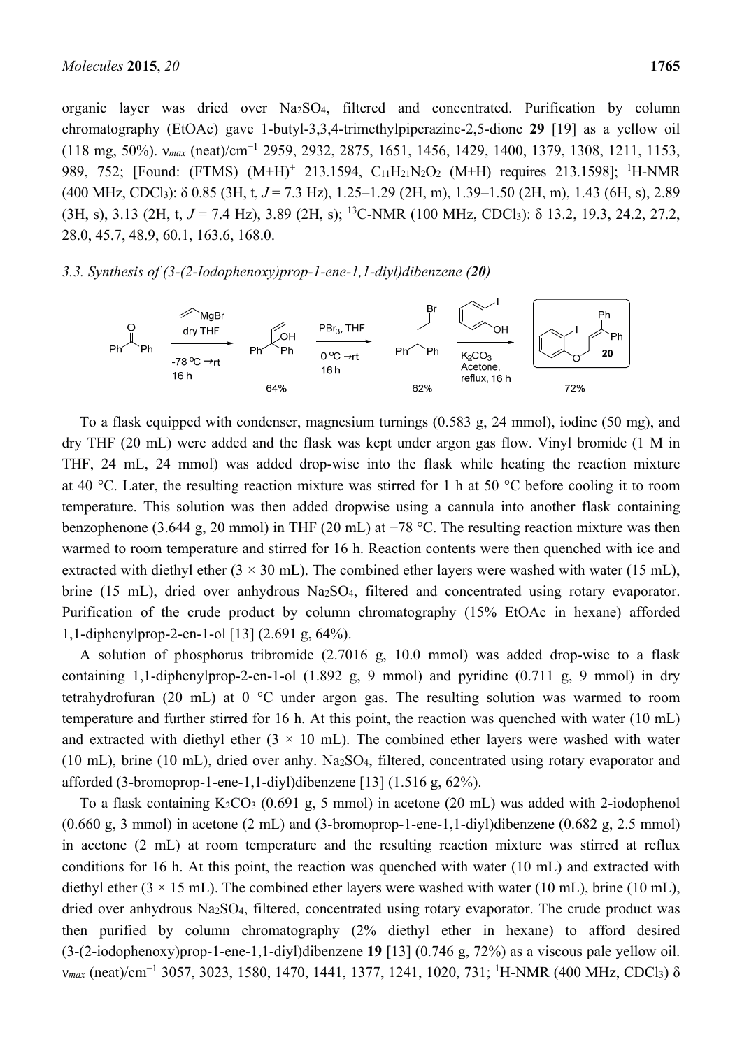organic layer was dried over $Na_2SO_4$, filtered and concentrated. Purification by column chromatography (EtOAc) gave 1-butyl-3,3,4-trimethylpiperazine-2,5-dione **29** [19] as a yellow oil (118 mg, 50%). $\nu_{max}$ (neat)/cm$^{-1}$ 2959, 2932, 2875, 1651, 1456, 1429, 1400, 1379, 1308, 1211, 1153, 989, 752; [Found: (FTMS) $(M+H)^+$ 213.1594, $C_{11}H_{21}N_2O_2$ (M+H) requires 213.1598]; $^1$H-NMR (400 MHz, $CDCl_3$): δ 0.85 (3H, t, $J$ = 7.3 Hz), 1.25–1.29 (2H, m), 1.39–1.50 (2H, m), 1.43 (6H, s), 2.89 (3H, s), 3.13 (2H, t, $J$ = 7.4 Hz), 3.89 (2H, s); $^{13}$C-NMR (100 MHz, $CDCl_3$): δ 13.2, 19.3, 24.2, 27.2, 28.0, 45.7, 48.9, 60.1, 163.6, 168.0.

### *3.3. Synthesis of (3-(2-Iodophenoxy)prop-1-ene-1,1-diyl)dibenzene (**20**)*

To a flask equipped with condenser, magnesium turnings (0.583 g, 24 mmol), iodine (50 mg), and dry THF (20 mL) were added and the flask was kept under argon gas flow. Vinyl bromide (1 M in THF, 24 mL, 24 mmol) was added drop-wise into the flask while heating the reaction mixture at 40 °C. Later, the resulting reaction mixture was stirred for 1 h at 50 °C before cooling it to room temperature. This solution was then added dropwise using a cannula into another flask containing benzophenone (3.644 g, 20 mmol) in THF (20 mL) at −78 °C. The resulting reaction mixture was then warmed to room temperature and stirred for 16 h. Reaction contents were then quenched with ice and extracted with diethyl ether (3 × 30 mL). The combined ether layers were washed with water (15 mL), brine (15 mL), dried over anhydrous $Na_2SO_4$, filtered and concentrated using rotary evaporator. Purification of the crude product by column chromatography (15% EtOAc in hexane) afforded 1,1-diphenylprop-2-en-1-ol [13] (2.691 g, 64%).

A solution of phosphorus tribromide (2.7016 g, 10.0 mmol) was added drop-wise to a flask containing 1,1-diphenylprop-2-en-1-ol (1.892 g, 9 mmol) and pyridine (0.711 g, 9 mmol) in dry tetrahydrofuran (20 mL) at 0 °C under argon gas. The resulting solution was warmed to room temperature and further stirred for 16 h. At this point, the reaction was quenched with water (10 mL) and extracted with diethyl ether (3 × 10 mL). The combined ether layers were washed with water (10 mL), brine (10 mL), dried over anhy. $Na_2SO_4$, filtered, concentrated using rotary evaporator and afforded (3-bromoprop-1-ene-1,1-diyl)dibenzene [13] (1.516 g, 62%).

To a flask containing $K_2CO_3$ (0.691 g, 5 mmol) in acetone (20 mL) was added with 2-iodophenol (0.660 g, 3 mmol) in acetone (2 mL) and (3-bromoprop-1-ene-1,1-diyl)dibenzene (0.682 g, 2.5 mmol) in acetone (2 mL) at room temperature and the resulting reaction mixture was stirred at reflux conditions for 16 h. At this point, the reaction was quenched with water (10 mL) and extracted with diethyl ether (3 × 15 mL). The combined ether layers were washed with water (10 mL), brine (10 mL), dried over anhydrous $Na_2SO_4$, filtered, concentrated using rotary evaporator. The crude product was then purified by column chromatography (2% diethyl ether in hexane) to afford desired (3-(2-iodophenoxy)prop-1-ene-1,1-diyl)dibenzene **19** [13] (0.746 g, 72%) as a viscous pale yellow oil. $\nu_{max}$ (neat)/cm$^{-1}$ 3057, 3023, 1580, 1470, 1441, 1377, 1241, 1020, 731; $^1$H-NMR (400 MHz, $CDCl_3$) δ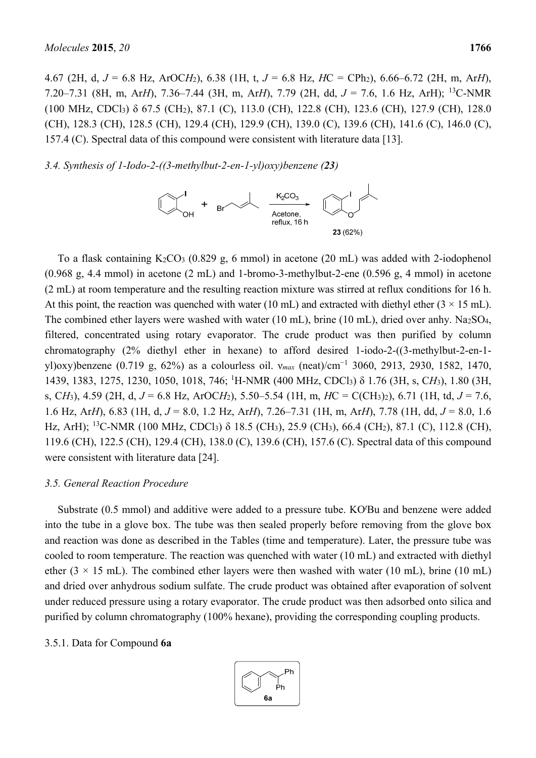4.67 (2H, d, *J* = 6.8 Hz, ArOC*H*$_2$), 6.38 (1H, t, *J* = 6.8 Hz, *H*C = CPh$_2$), 6.66–6.72 (2H, m, Ar*H*), 7.20–7.31 (8H, m, Ar*H*), 7.36–7.44 (3H, m, Ar*H*), 7.79 (2H, dd, *J* = 7.6, 1.6 Hz, ArH); $^{13}$C-NMR (100 MHz, CDCl$_3$) δ 67.5 (CH$_2$), 87.1 (C), 113.0 (CH), 122.8 (CH), 123.6 (CH), 127.9 (CH), 128.0 (CH), 128.3 (CH), 128.5 (CH), 129.4 (CH), 129.9 (CH), 139.0 (C), 139.6 (CH), 141.6 (C), 146.0 (C), 157.4 (C). Spectral data of this compound were consistent with literature data [13].

### *3.4. Synthesis of 1-Iodo-2-((3-methylbut-2-en-1-yl)oxy)benzene (**23**)*

To a flask containing K$_2$CO$_3$ (0.829 g, 6 mmol) in acetone (20 mL) was added with 2-iodophenol (0.968 g, 4.4 mmol) in acetone (2 mL) and 1-bromo-3-methylbut-2-ene (0.596 g, 4 mmol) in acetone (2 mL) at room temperature and the resulting reaction mixture was stirred at reflux conditions for 16 h. At this point, the reaction was quenched with water (10 mL) and extracted with diethyl ether (3 × 15 mL). The combined ether layers were washed with water (10 mL), brine (10 mL), dried over anhy. Na$_2$SO$_4$, filtered, concentrated using rotary evaporator. The crude product was then purified by column chromatography (2% diethyl ether in hexane) to afford desired 1-iodo-2-((3-methylbut-2-en-1-yl)oxy)benzene (0.719 g, 62%) as a colourless oil. ν$_{max}$ (neat)/cm$^{-1}$ 3060, 2913, 2930, 1582, 1470, 1439, 1383, 1275, 1230, 1050, 1018, 746; $^1$H-NMR (400 MHz, CDCl$_3$) δ 1.76 (3H, s, C*H*$_3$), 1.80 (3H, s, C*H*$_3$), 4.59 (2H, d, *J* = 6.8 Hz, ArOC*H*$_2$), 5.50–5.54 (1H, m, *H*C = C(CH$_3$)$_2$), 6.71 (1H, td, *J* = 7.6, 1.6 Hz, Ar*H*), 6.83 (1H, d, *J* = 8.0, 1.2 Hz, Ar*H*), 7.26–7.31 (1H, m, Ar*H*), 7.78 (1H, dd, *J* = 8.0, 1.6 Hz, ArH); $^{13}$C-NMR (100 MHz, CDCl$_3$) δ 18.5 (CH$_3$), 25.9 (CH$_3$), 66.4 (CH$_2$), 87.1 (C), 112.8 (CH), 119.6 (CH), 122.5 (CH), 129.4 (CH), 138.0 (C), 139.6 (CH), 157.6 (C). Spectral data of this compound were consistent with literature data [24].

### *3.5. General Reaction Procedure*

Substrate (0.5 mmol) and additive were added to a pressure tube. KO$^t$Bu and benzene were added into the tube in a glove box. The tube was then sealed properly before removing from the glove box and reaction was done as described in the Tables (time and temperature). Later, the pressure tube was cooled to room temperature. The reaction was quenched with water (10 mL) and extracted with diethyl ether (3 × 15 mL). The combined ether layers were then washed with water (10 mL), brine (10 mL) and dried over anhydrous sodium sulfate. The crude product was obtained after evaporation of solvent under reduced pressure using a rotary evaporator. The crude product was then adsorbed onto silica and purified by column chromatography (100% hexane), providing the corresponding coupling products.

#### 3.5.1. Data for Compound **6a**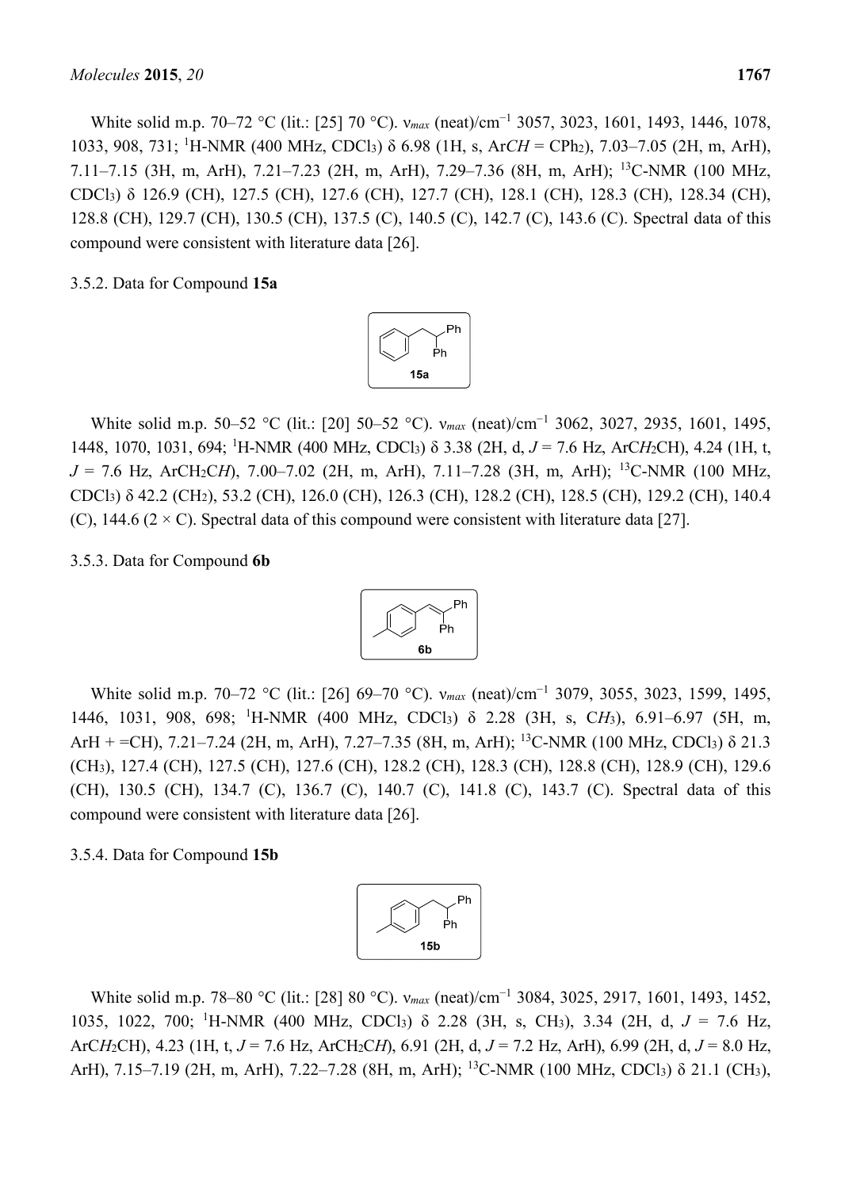White solid m.p. 70–72 °C (lit.: [25] 70 °C). $\nu_{max}$ (neat)/cm$^{-1}$ 3057, 3023, 1601, 1493, 1446, 1078, 1033, 908, 731; $^{1}$H-NMR (400 MHz, $CDCl_3$) δ 6.98 (1H, s, Ar*CH* = $CPh_2$), 7.03–7.05 (2H, m, ArH), 7.11–7.15 (3H, m, ArH), 7.21–7.23 (2H, m, ArH), 7.29–7.36 (8H, m, ArH); $^{13}$C-NMR (100 MHz, $CDCl_3$) δ 126.9 (CH), 127.5 (CH), 127.6 (CH), 127.7 (CH), 128.1 (CH), 128.3 (CH), 128.34 (CH), 128.8 (CH), 129.7 (CH), 130.5 (CH), 137.5 (C), 140.5 (C), 142.7 (C), 143.6 (C). Spectral data of this compound were consistent with literature data [26].

3.5.2. Data for Compound **15a**

White solid m.p. 50–52 °C (lit.: [20] 50–52 °C). $\nu_{max}$ (neat)/cm$^{-1}$ 3062, 3027, 2935, 1601, 1495, 1448, 1070, 1031, 694; $^{1}$H-NMR (400 MHz, $CDCl_3$) δ 3.38 (2H, d, *J* = 7.6 Hz, Ar$CH_2$CH), 4.24 (1H, t, *J* = 7.6 Hz, Ar$CH_2$*CH*), 7.00–7.02 (2H, m, ArH), 7.11–7.28 (3H, m, ArH); $^{13}$C-NMR (100 MHz, $CDCl_3$) δ 42.2 ($CH_2$), 53.2 (CH), 126.0 (CH), 126.3 (CH), 128.2 (CH), 128.5 (CH), 129.2 (CH), 140.4 (C), 144.6 (2 × C). Spectral data of this compound were consistent with literature data [27].

3.5.3. Data for Compound **6b**

White solid m.p. 70–72 °C (lit.: [26] 69–70 °C). $\nu_{max}$ (neat)/cm$^{-1}$ 3079, 3055, 3023, 1599, 1495, 1446, 1031, 908, 698; $^{1}$H-NMR (400 MHz, $CDCl_3$) δ 2.28 (3H, s, $CH_3$), 6.91–6.97 (5H, m, ArH + =CH), 7.21–7.24 (2H, m, ArH), 7.27–7.35 (8H, m, ArH); $^{13}$C-NMR (100 MHz, $CDCl_3$) δ 21.3 ($CH_3$), 127.4 (CH), 127.5 (CH), 127.6 (CH), 128.2 (CH), 128.3 (CH), 128.8 (CH), 128.9 (CH), 129.6 (CH), 130.5 (CH), 134.7 (C), 136.7 (C), 140.7 (C), 141.8 (C), 143.7 (C). Spectral data of this compound were consistent with literature data [26].

3.5.4. Data for Compound **15b**

White solid m.p. 78–80 °C (lit.: [28] 80 °C). $\nu_{max}$ (neat)/cm$^{-1}$ 3084, 3025, 2917, 1601, 1493, 1452, 1035, 1022, 700; $^{1}$H-NMR (400 MHz, $CDCl_3$) δ 2.28 (3H, s, $CH_3$), 3.34 (2H, d, *J* = 7.6 Hz, Ar$CH_2$CH), 4.23 (1H, t, *J* = 7.6 Hz, Ar$CH_2$*CH*), 6.91 (2H, d, *J* = 7.2 Hz, ArH), 6.99 (2H, d, *J* = 8.0 Hz, ArH), 7.15–7.19 (2H, m, ArH), 7.22–7.28 (8H, m, ArH); $^{13}$C-NMR (100 MHz, $CDCl_3$) δ 21.1 ($CH_3$),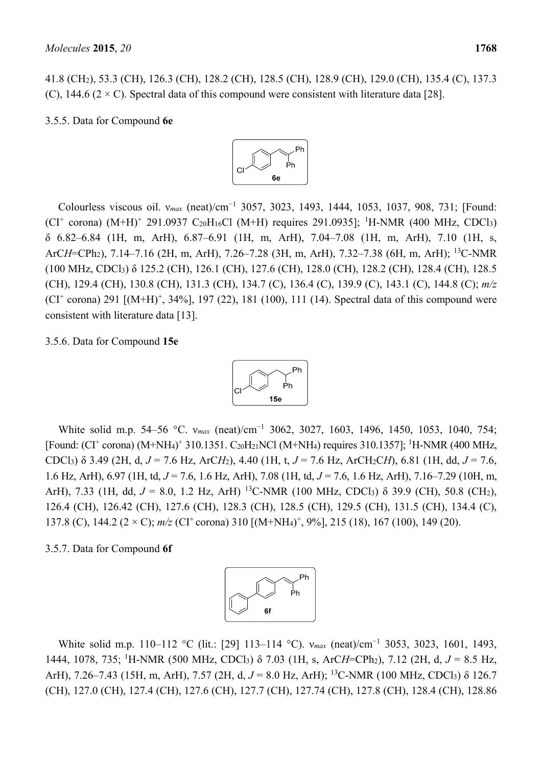41.8 ($CH_2$), 53.3 (CH), 126.3 (CH), 128.2 (CH), 128.5 (CH), 128.9 (CH), 129.0 (CH), 135.4 (C), 137.3 (C), 144.6 (2 × C). Spectral data of this compound were consistent with literature data [28].

### 3.5.5. Data for Compound **6e**

Colourless viscous oil. $\nu_{max}$ (neat)/cm$^{-1}$ 3057, 3023, 1493, 1444, 1053, 1037, 908, 731; [Found: (CI$^+$ corona) $(M+H)^+$ 291.0937 $C_{20}H_{16}Cl$ (M+H) requires 291.0935]; $^1$H-NMR (400 MHz, $CDCl_3$) δ 6.82–6.84 (1H, m, ArH), 6.87–6.91 (1H, m, ArH), 7.04–7.08 (1H, m, ArH), 7.10 (1H, s, ArC*H*=CPh$_2$), 7.14–7.16 (2H, m, ArH), 7.26–7.28 (3H, m, ArH), 7.32–7.38 (6H, m, ArH); $^{13}$C-NMR (100 MHz, $CDCl_3$) δ 125.2 (CH), 126.1 (CH), 127.6 (CH), 128.0 (CH), 128.2 (CH), 128.4 (CH), 128.5 (CH), 129.4 (CH), 130.8 (CH), 131.3 (CH), 134.7 (C), 136.4 (C), 139.9 (C), 143.1 (C), 144.8 (C); *m/z* (CI$^+$ corona) 291 [$(M+H)^+$, 34%], 197 (22), 181 (100), 111 (14). Spectral data of this compound were consistent with literature data [13].

### 3.5.6. Data for Compound **15e**

White solid m.p. 54–56 °C. $\nu_{max}$ (neat)/cm$^{-1}$ 3062, 3027, 1603, 1496, 1450, 1053, 1040, 754; [Found: (CI$^+$ corona) $(M+NH_4)^+$ 310.1351. $C_{20}H_{21}NCl$ $(M+NH_4)$ requires 310.1357]; $^1$H-NMR (400 MHz, $CDCl_3$) δ 3.49 (2H, d, $J$ = 7.6 Hz, ArC*H*$_2$), 4.40 (1H, t, $J$ = 7.6 Hz, ArCH$_2$C*H*), 6.81 (1H, dd, $J$ = 7.6, 1.6 Hz, ArH), 6.97 (1H, td, $J$ = 7.6, 1.6 Hz, ArH), 7.08 (1H, td, $J$ = 7.6, 1.6 Hz, ArH), 7.16–7.29 (10H, m, ArH), 7.33 (1H, dd, $J$ = 8.0, 1.2 Hz, ArH) $^{13}$C-NMR (100 MHz, $CDCl_3$) δ 39.9 (CH), 50.8 ($CH_2$), 126.4 (CH), 126.42 (CH), 127.6 (CH), 128.3 (CH), 128.5 (CH), 129.5 (CH), 131.5 (CH), 134.4 (C), 137.8 (C), 144.2 (2 × C); *m/z* (CI$^+$ corona) 310 [$(M+NH_4)^+$, 9%], 215 (18), 167 (100), 149 (20).

### 3.5.7. Data for Compound **6f**

White solid m.p. 110–112 °C (lit.: [29] 113–114 °C). $\nu_{max}$ (neat)/cm$^{-1}$ 3053, 3023, 1601, 1493, 1444, 1078, 735; $^1$H-NMR (500 MHz, $CDCl_3$) δ 7.03 (1H, s, ArC*H*=CPh$_2$), 7.12 (2H, d, $J$ = 8.5 Hz, ArH), 7.26–7.43 (15H, m, ArH), 7.57 (2H, d, $J$ = 8.0 Hz, ArH); $^{13}$C-NMR (100 MHz, $CDCl_3$) δ 126.7 (CH), 127.0 (CH), 127.4 (CH), 127.6 (CH), 127.7 (CH), 127.74 (CH), 127.8 (CH), 128.4 (CH), 128.86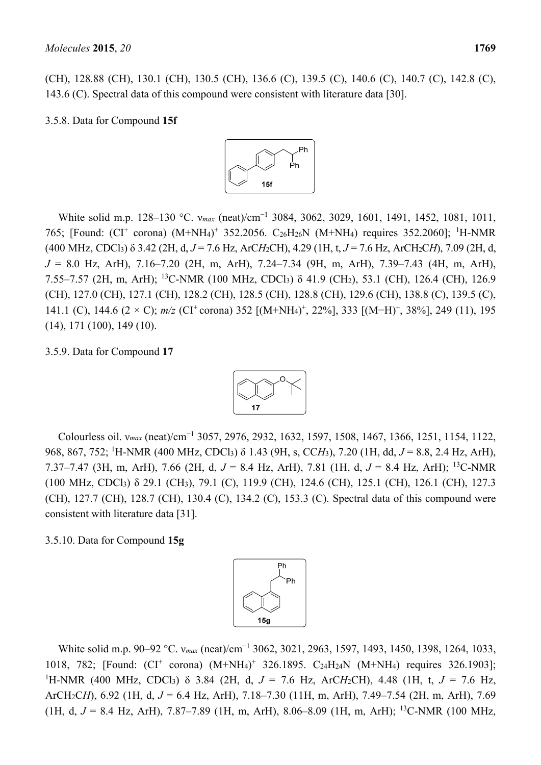(CH), 128.88 (CH), 130.1 (CH), 130.5 (CH), 136.6 (C), 139.5 (C), 140.6 (C), 140.7 (C), 142.8 (C), 143.6 (C). Spectral data of this compound were consistent with literature data [30].

### 3.5.8. Data for Compound **15f**

White solid m.p. 128–130 °C. $\nu_{max}$ (neat)/cm$^{-1}$ 3084, 3062, 3029, 1601, 1491, 1452, 1081, 1011, 765; [Found: (CI$^+$ corona) $(M+NH_4)^+$ 352.2056. $C_{26}H_{26}N$ $(M+NH_4)$ requires 352.2060]; $^1$H-NMR (400 MHz, $CDCl_3$) δ 3.42 (2H, d, $J$ = 7.6 Hz, ArC*H*$_2$CH), 4.29 (1H, t, $J$ = 7.6 Hz, ArCH$_2$C*H*), 7.09 (2H, d, $J$ = 8.0 Hz, ArH), 7.16–7.20 (2H, m, ArH), 7.24–7.34 (9H, m, ArH), 7.39–7.43 (4H, m, ArH), 7.55–7.57 (2H, m, ArH); $^{13}$C-NMR (100 MHz, $CDCl_3$) δ 41.9 ($CH_2$), 53.1 (CH), 126.4 (CH), 126.9 (CH), 127.0 (CH), 127.1 (CH), 128.2 (CH), 128.5 (CH), 128.8 (CH), 129.6 (CH), 138.8 (C), 139.5 (C), 141.1 (C), 144.6 (2 × C); $m/z$ (CI$^+$ corona) 352 [$(M+NH_4)^+$, 22%], 333 [$(M-H)^+$, 38%], 249 (11), 195 (14), 171 (100), 149 (10).

### 3.5.9. Data for Compound **17**

Colourless oil. $\nu_{max}$ (neat)/cm$^{-1}$ 3057, 2976, 2932, 1632, 1597, 1508, 1467, 1366, 1251, 1154, 1122, 968, 867, 752; $^1$H-NMR (400 MHz, $CDCl_3$) δ 1.43 (9H, s, CC*H*$_3$), 7.20 (1H, dd, $J$ = 8.8, 2.4 Hz, ArH), 7.37–7.47 (3H, m, ArH), 7.66 (2H, d, $J$ = 8.4 Hz, ArH), 7.81 (1H, d, $J$ = 8.4 Hz, ArH); $^{13}$C-NMR (100 MHz, $CDCl_3$) δ 29.1 ($CH_3$), 79.1 (C), 119.9 (CH), 124.6 (CH), 125.1 (CH), 126.1 (CH), 127.3 (CH), 127.7 (CH), 128.7 (CH), 130.4 (C), 134.2 (C), 153.3 (C). Spectral data of this compound were consistent with literature data [31].

### 3.5.10. Data for Compound **15g**

White solid m.p. 90–92 °C. $\nu_{max}$ (neat)/cm$^{-1}$ 3062, 3021, 2963, 1597, 1493, 1450, 1398, 1264, 1033, 1018, 782; [Found: (CI$^+$ corona) $(M+NH_4)^+$ 326.1895. $C_{24}H_{24}N$ $(M+NH_4)$ requires 326.1903]; $^1$H-NMR (400 MHz, $CDCl_3$) δ 3.84 (2H, d, $J$ = 7.6 Hz, ArC*H*$_2$CH), 4.48 (1H, t, $J$ = 7.6 Hz, ArCH$_2$C*H*), 6.92 (1H, d, $J$ = 6.4 Hz, ArH), 7.18–7.30 (11H, m, ArH), 7.49–7.54 (2H, m, ArH), 7.69 (1H, d, $J$ = 8.4 Hz, ArH), 7.87–7.89 (1H, m, ArH), 8.06–8.09 (1H, m, ArH); $^{13}$C-NMR (100 MHz,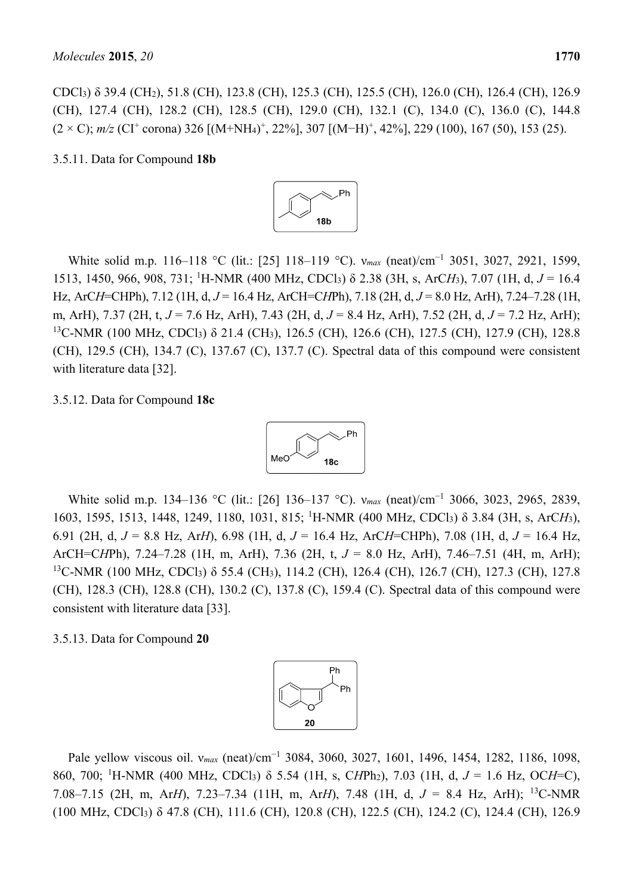$CDCl_3$) δ 39.4 ($CH_2$), 51.8 (CH), 123.8 (CH), 125.3 (CH), 125.5 (CH), 126.0 (CH), 126.4 (CH), 126.9 (CH), 127.4 (CH), 128.2 (CH), 128.5 (CH), 129.0 (CH), 132.1 (C), 134.0 (C), 136.0 (C), 144.8 (2 × C); *m/z* ($CI^+$ corona) 326 [$(M+NH_4)^+$, 22%], 307 [$(M-H)^+$, 42%], 229 (100), 167 (50), 153 (25).

3.5.11. Data for Compound **18b**

White solid m.p. 116–118 °C (lit.: [25] 118–119 °C). $\nu_{max}$ (neat)/cm$^{-1}$ 3051, 3027, 2921, 1599, 1513, 1450, 966, 908, 731; $^1$H-NMR (400 MHz, $CDCl_3$) δ 2.38 (3H, s, ArC*H*$_3$), 7.07 (1H, d, *J* = 16.4 Hz, ArC*H*=CHPh), 7.12 (1H, d, *J* = 16.4 Hz, ArCH=C*H*Ph), 7.18 (2H, d, *J* = 8.0 Hz, ArH), 7.24–7.28 (1H, m, ArH), 7.37 (2H, t, *J* = 7.6 Hz, ArH), 7.43 (2H, d, *J* = 8.4 Hz, ArH), 7.52 (2H, d, *J* = 7.2 Hz, ArH); $^{13}$C-NMR (100 MHz, $CDCl_3$) δ 21.4 ($CH_3$), 126.5 (CH), 126.6 (CH), 127.5 (CH), 127.9 (CH), 128.8 (CH), 129.5 (CH), 134.7 (C), 137.67 (C), 137.7 (C). Spectral data of this compound were consistent with literature data [32].

3.5.12. Data for Compound **18c**

White solid m.p. 134–136 °C (lit.: [26] 136–137 °C). $\nu_{max}$ (neat)/cm$^{-1}$ 3066, 3023, 2965, 2839, 1603, 1595, 1513, 1448, 1249, 1180, 1031, 815; $^1$H-NMR (400 MHz, $CDCl_3$) δ 3.84 (3H, s, ArC*H*$_3$), 6.91 (2H, d, *J* = 8.8 Hz, Ar*H*), 6.98 (1H, d, *J* = 16.4 Hz, ArC*H*=CHPh), 7.08 (1H, d, *J* = 16.4 Hz, ArCH=C*H*Ph), 7.24–7.28 (1H, m, ArH), 7.36 (2H, t, *J* = 8.0 Hz, ArH), 7.46–7.51 (4H, m, ArH); $^{13}$C-NMR (100 MHz, $CDCl_3$) δ 55.4 ($CH_3$), 114.2 (CH), 126.4 (CH), 126.7 (CH), 127.3 (CH), 127.8 (CH), 128.3 (CH), 128.8 (CH), 130.2 (C), 137.8 (C), 159.4 (C). Spectral data of this compound were consistent with literature data [33].

3.5.13. Data for Compound **20**

Pale yellow viscous oil. $\nu_{max}$ (neat)/cm$^{-1}$ 3084, 3060, 3027, 1601, 1496, 1454, 1282, 1186, 1098, 860, 700; $^1$H-NMR (400 MHz, $CDCl_3$) δ 5.54 (1H, s, C*H*Ph$_2$), 7.03 (1H, d, *J* = 1.6 Hz, OC*H*=C), 7.08–7.15 (2H, m, Ar*H*), 7.23–7.34 (11H, m, Ar*H*), 7.48 (1H, d, *J* = 8.4 Hz, ArH); $^{13}$C-NMR (100 MHz, $CDCl_3$) δ 47.8 (CH), 111.6 (CH), 120.8 (CH), 122.5 (CH), 124.2 (C), 124.4 (CH), 126.9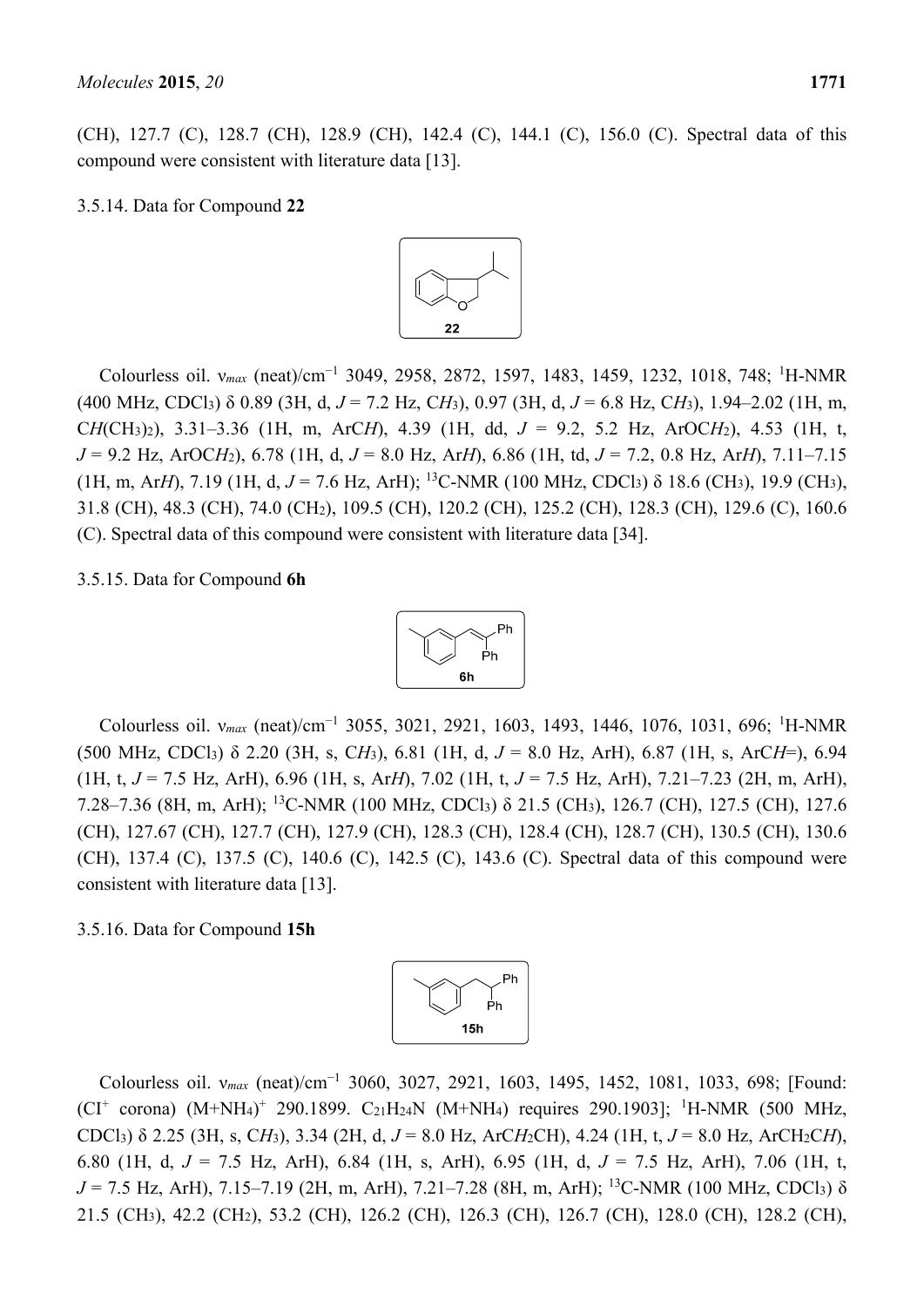(CH), 127.7 (C), 128.7 (CH), 128.9 (CH), 142.4 (C), 144.1 (C), 156.0 (C). Spectral data of this compound were consistent with literature data [13].

### 3.5.14. Data for Compound **22**

Colourless oil. $\nu_{max}$ (neat)/cm$^{-1}$ 3049, 2958, 2872, 1597, 1483, 1459, 1232, 1018, 748; $^1$H-NMR (400 MHz, $CDCl_3$) δ 0.89 (3H, d, *J* = 7.2 Hz, C*H*$_3$), 0.97 (3H, d, *J* = 6.8 Hz, C*H*$_3$), 1.94–2.02 (1H, m, C*H*($CH_3$)$_2$), 3.31–3.36 (1H, m, ArC*H*), 4.39 (1H, dd, *J* = 9.2, 5.2 Hz, ArOC*H*$_2$), 4.53 (1H, t, *J* = 9.2 Hz, ArOC*H*$_2$), 6.78 (1H, d, *J* = 8.0 Hz, Ar*H*), 6.86 (1H, td, *J* = 7.2, 0.8 Hz, Ar*H*), 7.11–7.15 (1H, m, Ar*H*), 7.19 (1H, d, *J* = 7.6 Hz, ArH); $^{13}$C-NMR (100 MHz, $CDCl_3$) δ 18.6 ($CH_3$), 19.9 ($CH_3$), 31.8 (CH), 48.3 (CH), 74.0 ($CH_2$), 109.5 (CH), 120.2 (CH), 125.2 (CH), 128.3 (CH), 129.6 (C), 160.6 (C). Spectral data of this compound were consistent with literature data [34].

### 3.5.15. Data for Compound **6h**

Colourless oil. $\nu_{max}$ (neat)/cm$^{-1}$ 3055, 3021, 2921, 1603, 1493, 1446, 1076, 1031, 696; $^1$H-NMR (500 MHz, $CDCl_3$) δ 2.20 (3H, s, C*H*$_3$), 6.81 (1H, d, *J* = 8.0 Hz, ArH), 6.87 (1H, s, ArC*H*=), 6.94 (1H, t, *J* = 7.5 Hz, ArH), 6.96 (1H, s, Ar*H*), 7.02 (1H, t, *J* = 7.5 Hz, ArH), 7.21–7.23 (2H, m, ArH), 7.28–7.36 (8H, m, ArH); $^{13}$C-NMR (100 MHz, $CDCl_3$) δ 21.5 ($CH_3$), 126.7 (CH), 127.5 (CH), 127.6 (CH), 127.67 (CH), 127.7 (CH), 127.9 (CH), 128.3 (CH), 128.4 (CH), 128.7 (CH), 130.5 (CH), 130.6 (CH), 137.4 (C), 137.5 (C), 140.6 (C), 142.5 (C), 143.6 (C). Spectral data of this compound were consistent with literature data [13].

### 3.5.16. Data for Compound **15h**

Colourless oil. $\nu_{max}$ (neat)/cm$^{-1}$ 3060, 3027, 2921, 1603, 1495, 1452, 1081, 1033, 698; [Found: (CI$^+$ corona) (M+NH$_4$)$^+$ 290.1899. $C_{21}H_{24}N$ (M+NH$_4$) requires 290.1903]; $^1$H-NMR (500 MHz, $CDCl_3$) δ 2.25 (3H, s, C*H*$_3$), 3.34 (2H, d, *J* = 8.0 Hz, ArC*H*$_2$CH), 4.24 (1H, t, *J* = 8.0 Hz, ArCH$_2$C*H*), 6.80 (1H, d, *J* = 7.5 Hz, ArH), 6.84 (1H, s, ArH), 6.95 (1H, d, *J* = 7.5 Hz, ArH), 7.06 (1H, t, *J* = 7.5 Hz, ArH), 7.15–7.19 (2H, m, ArH), 7.21–7.28 (8H, m, ArH); $^{13}$C-NMR (100 MHz, $CDCl_3$) δ 21.5 ($CH_3$), 42.2 ($CH_2$), 53.2 (CH), 126.2 (CH), 126.3 (CH), 126.7 (CH), 128.0 (CH), 128.2 (CH),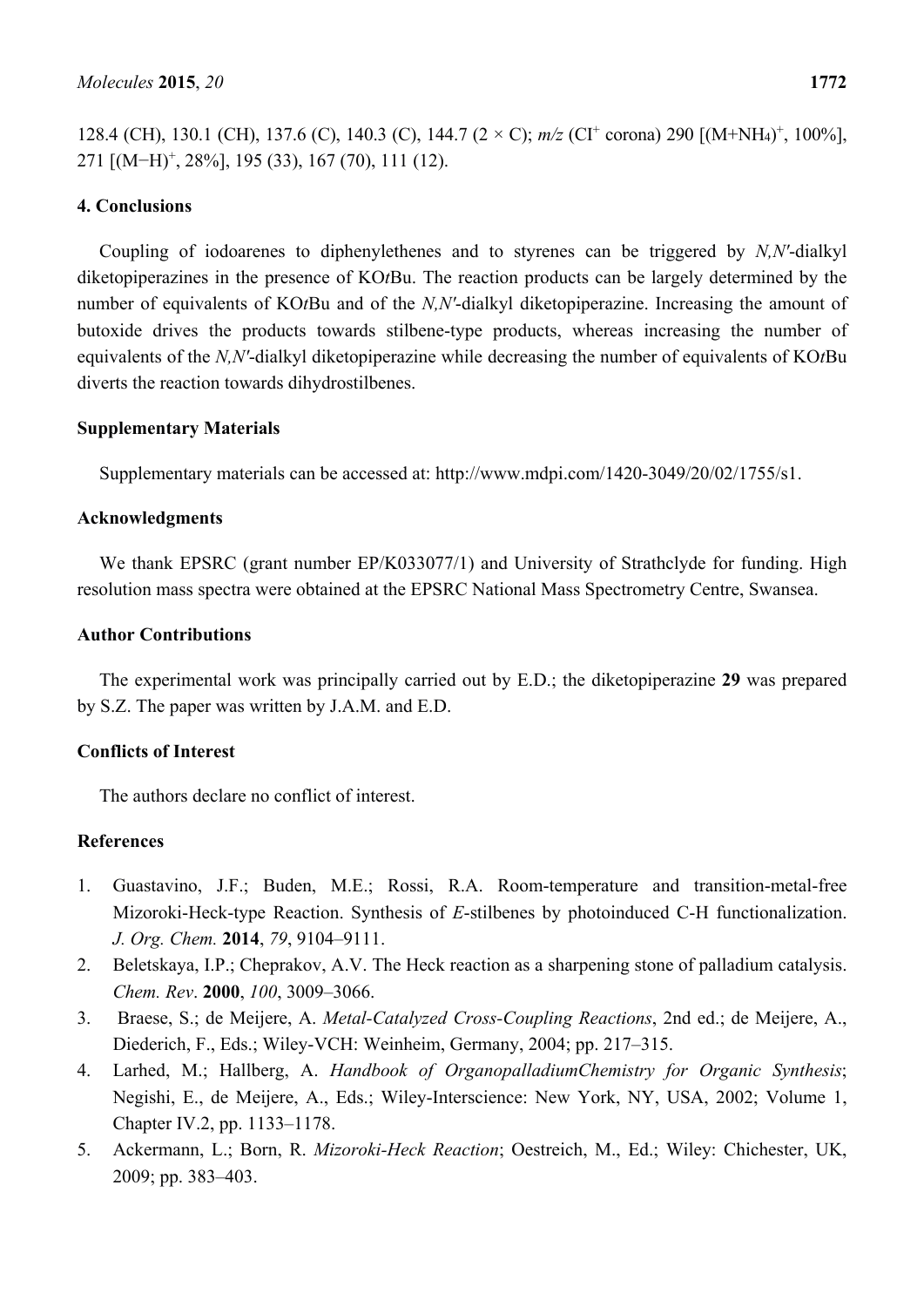128.4 (CH), 130.1 (CH), 137.6 (C), 140.3 (C), 144.7 (2 × C); *m/z* ($CI^+$ corona) 290 [$(M+NH_4)^+$, 100%], 271 [$(M-H)^+$, 28%], 195 (33), 167 (70), 111 (12).

## 4. Conclusions

Coupling of iodoarenes to diphenylethenes and to styrenes can be triggered by *N,N′*-dialkyl diketopiperazines in the presence of KO*t*Bu. The reaction products can be largely determined by the number of equivalents of KO*t*Bu and of the *N,N′*-dialkyl diketopiperazine. Increasing the amount of butoxide drives the products towards stilbene-type products, whereas increasing the number of equivalents of the *N,N′*-dialkyl diketopiperazine while decreasing the number of equivalents of KO*t*Bu diverts the reaction towards dihydrostilbenes.

## Supplementary Materials

Supplementary materials can be accessed at: http://www.mdpi.com/1420-3049/20/02/1755/s1.

## Acknowledgments

We thank EPSRC (grant number EP/K033077/1) and University of Strathclyde for funding. High resolution mass spectra were obtained at the EPSRC National Mass Spectrometry Centre, Swansea.

## Author Contributions

The experimental work was principally carried out by E.D.; the diketopiperazine **29** was prepared by S.Z. The paper was written by J.A.M. and E.D.

## Conflicts of Interest

The authors declare no conflict of interest.

## References

1. Guastavino, J.F.; Buden, M.E.; Rossi, R.A. Room-temperature and transition-metal-free Mizoroki-Heck-type Reaction. Synthesis of *E*-stilbenes by photoinduced C-H functionalization. *J. Org. Chem.* **2014**, *79*, 9104–9111.
2. Beletskaya, I.P.; Cheprakov, A.V. The Heck reaction as a sharpening stone of palladium catalysis. *Chem. Rev*. **2000**, *100*, 3009–3066.
3. Braese, S.; de Meijere, A. *Metal-Catalyzed Cross-Coupling Reactions*, 2nd ed.; de Meijere, A., Diederich, F., Eds.; Wiley-VCH: Weinheim, Germany, 2004; pp. 217–315.
4. Larhed, M.; Hallberg, A. *Handbook of OrganopalladiumChemistry for Organic Synthesis*; Negishi, E., de Meijere, A., Eds.; Wiley-Interscience: New York, NY, USA, 2002; Volume 1, Chapter IV.2, pp. 1133–1178.
5. Ackermann, L.; Born, R. *Mizoroki-Heck Reaction*; Oestreich, M., Ed.; Wiley: Chichester, UK, 2009; pp. 383–403.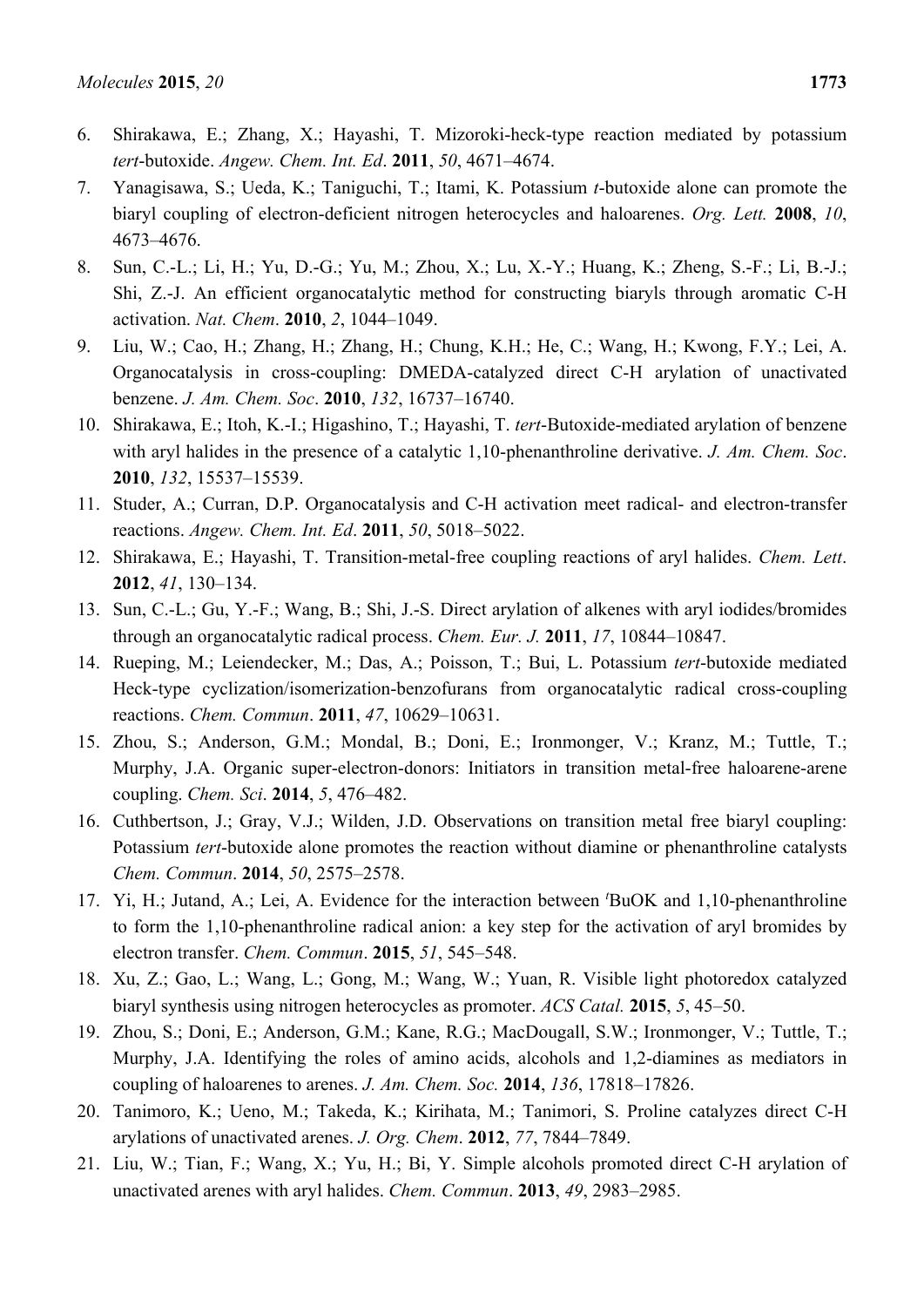6. Shirakawa, E.; Zhang, X.; Hayashi, T. Mizoroki-heck-type reaction mediated by potassium *tert*-butoxide. *Angew. Chem. Int. Ed*. **2011**, *50*, 4671–4674.
7. Yanagisawa, S.; Ueda, K.; Taniguchi, T.; Itami, K. Potassium *t*-butoxide alone can promote the biaryl coupling of electron-deficient nitrogen heterocycles and haloarenes. *Org. Lett.* **2008**, *10*, 4673–4676.
8. Sun, C.-L.; Li, H.; Yu, D.-G.; Yu, M.; Zhou, X.; Lu, X.-Y.; Huang, K.; Zheng, S.-F.; Li, B.-J.; Shi, Z.-J. An efficient organocatalytic method for constructing biaryls through aromatic C-H activation. *Nat. Chem*. **2010**, *2*, 1044–1049.
9. Liu, W.; Cao, H.; Zhang, H.; Zhang, H.; Chung, K.H.; He, C.; Wang, H.; Kwong, F.Y.; Lei, A. Organocatalysis in cross-coupling: DMEDA-catalyzed direct C-H arylation of unactivated benzene. *J. Am. Chem. Soc*. **2010**, *132*, 16737–16740.
10. Shirakawa, E.; Itoh, K.-I.; Higashino, T.; Hayashi, T. *tert*-Butoxide-mediated arylation of benzene with aryl halides in the presence of a catalytic 1,10-phenanthroline derivative. *J. Am. Chem. Soc*. **2010**, *132*, 15537–15539.
11. Studer, A.; Curran, D.P. Organocatalysis and C-H activation meet radical- and electron-transfer reactions. *Angew. Chem. Int. Ed*. **2011**, *50*, 5018–5022.
12. Shirakawa, E.; Hayashi, T. Transition-metal-free coupling reactions of aryl halides. *Chem. Lett*. **2012**, *41*, 130–134.
13. Sun, C.-L.; Gu, Y.-F.; Wang, B.; Shi, J.-S. Direct arylation of alkenes with aryl iodides/bromides through an organocatalytic radical process. *Chem. Eur. J.* **2011**, *17*, 10844–10847.
14. Rueping, M.; Leiendecker, M.; Das, A.; Poisson, T.; Bui, L. Potassium *tert*-butoxide mediated Heck-type cyclization/isomerization-benzofurans from organocatalytic radical cross-coupling reactions. *Chem. Commun*. **2011**, *47*, 10629–10631.
15. Zhou, S.; Anderson, G.M.; Mondal, B.; Doni, E.; Ironmonger, V.; Kranz, M.; Tuttle, T.; Murphy, J.A. Organic super-electron-donors: Initiators in transition metal-free haloarene-arene coupling. *Chem. Sci*. **2014**, *5*, 476–482.
16. Cuthbertson, J.; Gray, V.J.; Wilden, J.D. Observations on transition metal free biaryl coupling: Potassium *tert*-butoxide alone promotes the reaction without diamine or phenanthroline catalysts *Chem. Commun*. **2014**, *50*, 2575–2578.
17. Yi, H.; Jutand, A.; Lei, A. Evidence for the interaction between $^t$BuOK and 1,10-phenanthroline to form the 1,10-phenanthroline radical anion: a key step for the activation of aryl bromides by electron transfer. *Chem. Commun*. **2015**, *51*, 545–548.
18. Xu, Z.; Gao, L.; Wang, L.; Gong, M.; Wang, W.; Yuan, R. Visible light photoredox catalyzed biaryl synthesis using nitrogen heterocycles as promoter. *ACS Catal.* **2015**, *5*, 45–50.
19. Zhou, S.; Doni, E.; Anderson, G.M.; Kane, R.G.; MacDougall, S.W.; Ironmonger, V.; Tuttle, T.; Murphy, J.A. Identifying the roles of amino acids, alcohols and 1,2-diamines as mediators in coupling of haloarenes to arenes. *J. Am. Chem. Soc.* **2014**, *136*, 17818–17826.
20. Tanimoro, K.; Ueno, M.; Takeda, K.; Kirihata, M.; Tanimori, S. Proline catalyzes direct C-H arylations of unactivated arenes. *J. Org. Chem*. **2012**, *77*, 7844–7849.
21. Liu, W.; Tian, F.; Wang, X.; Yu, H.; Bi, Y. Simple alcohols promoted direct C-H arylation of unactivated arenes with aryl halides. *Chem. Commun*. **2013**, *49*, 2983–2985.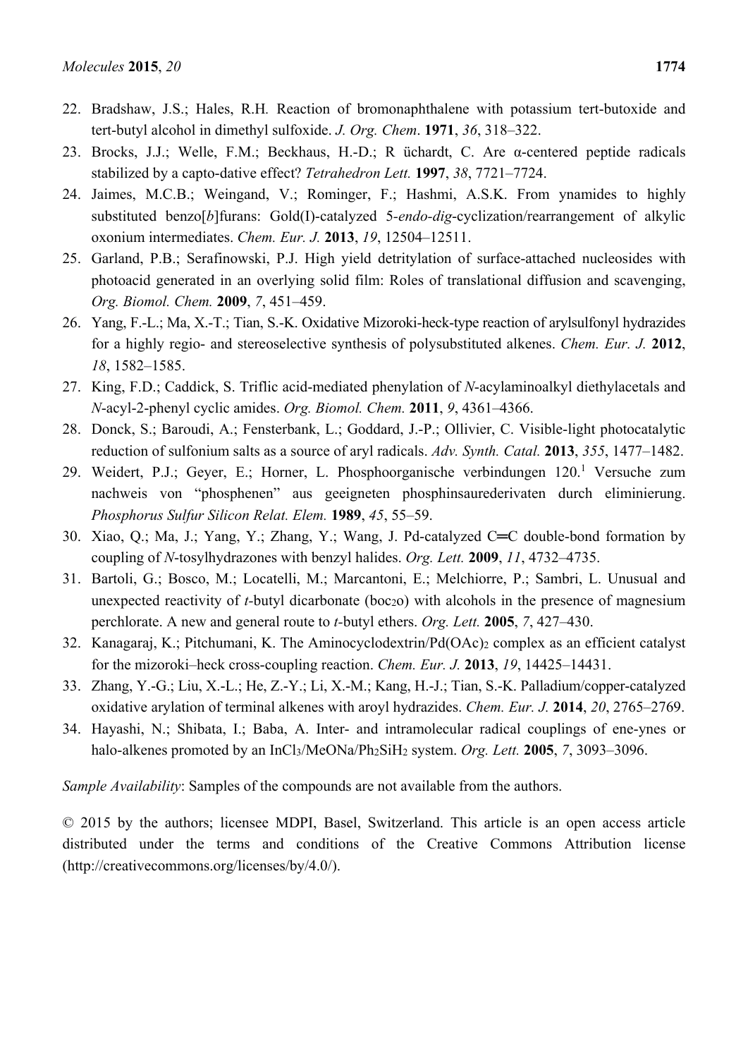22. Bradshaw, J.S.; Hales, R.H. Reaction of bromonaphthalene with potassium tert-butoxide and tert-butyl alcohol in dimethyl sulfoxide. *J. Org. Chem*. **1971**, *36*, 318–322.
23. Brocks, J.J.; Welle, F.M.; Beckhaus, H.-D.; R üchardt, C. Are α-centered peptide radicals stabilized by a capto-dative effect? *Tetrahedron Lett.* **1997**, *38*, 7721–7724.
24. Jaimes, M.C.B.; Weingand, V.; Rominger, F.; Hashmi, A.S.K. From ynamides to highly substituted benzo[*b*]furans: Gold(I)-catalyzed 5-*endo*-*dig*-cyclization/rearrangement of alkylic oxonium intermediates. *Chem. Eur. J.* **2013**, *19*, 12504–12511.
25. Garland, P.B.; Serafinowski, P.J. High yield detritylation of surface-attached nucleosides with photoacid generated in an overlying solid film: Roles of translational diffusion and scavenging, *Org. Biomol. Chem.* **2009**, *7*, 451–459.
26. Yang, F.-L.; Ma, X.-T.; Tian, S.-K. Oxidative Mizoroki-heck-type reaction of arylsulfonyl hydrazides for a highly regio- and stereoselective synthesis of polysubstituted alkenes. *Chem. Eur. J.* **2012**, *18*, 1582–1585.
27. King, F.D.; Caddick, S. Triflic acid-mediated phenylation of *N*-acylaminoalkyl diethylacetals and *N*-acyl-2-phenyl cyclic amides. *Org. Biomol. Chem.* **2011**, *9*, 4361–4366.
28. Donck, S.; Baroudi, A.; Fensterbank, L.; Goddard, J.-P.; Ollivier, C. Visible-light photocatalytic reduction of sulfonium salts as a source of aryl radicals. *Adv. Synth. Catal.* **2013**, *355*, 1477–1482.
29. Weidert, P.J.; Geyer, E.; Horner, L. Phosphoorganische verbindungen 120.[1] Versuche zum nachweis von "phosphenen" aus geeigneten phosphinsaurederivaten durch eliminierung. *Phosphorus Sulfur Silicon Relat. Elem.* **1989**, *45*, 55–59.
30. Xiao, Q.; Ma, J.; Yang, Y.; Zhang, Y.; Wang, J. Pd-catalyzed C═C double-bond formation by coupling of *N*-tosylhydrazones with benzyl halides. *Org. Lett.* **2009**, *11*, 4732–4735.
31. Bartoli, G.; Bosco, M.; Locatelli, M.; Marcantoni, E.; Melchiorre, P.; Sambri, L. Unusual and unexpected reactivity of *t*-butyl dicarbonate (boc$_2$o) with alcohols in the presence of magnesium perchlorate. A new and general route to *t*-butyl ethers. *Org. Lett.* **2005**, *7*, 427–430.
32. Kanagaraj, K.; Pitchumani, K. The Aminocyclodextrin/Pd(OAc)$_2$ complex as an efficient catalyst for the mizoroki–heck cross-coupling reaction. *Chem. Eur. J.* **2013**, *19*, 14425–14431.
33. Zhang, Y.-G.; Liu, X.-L.; He, Z.-Y.; Li, X.-M.; Kang, H.-J.; Tian, S.-K. Palladium/copper-catalyzed oxidative arylation of terminal alkenes with aroyl hydrazides. *Chem. Eur. J.* **2014**, *20*, 2765–2769.
34. Hayashi, N.; Shibata, I.; Baba, A. Inter- and intramolecular radical couplings of ene-ynes or halo-alkenes promoted by an $InCl_3$/MeONa/$Ph_2SiH_2$ system. *Org. Lett.* **2005**, *7*, 3093–3096.

*Sample Availability*: Samples of the compounds are not available from the authors.

© 2015 by the authors; licensee MDPI, Basel, Switzerland. This article is an open access article distributed under the terms and conditions of the Creative Commons Attribution license (http://creativecommons.org/licenses/by/4.0/).